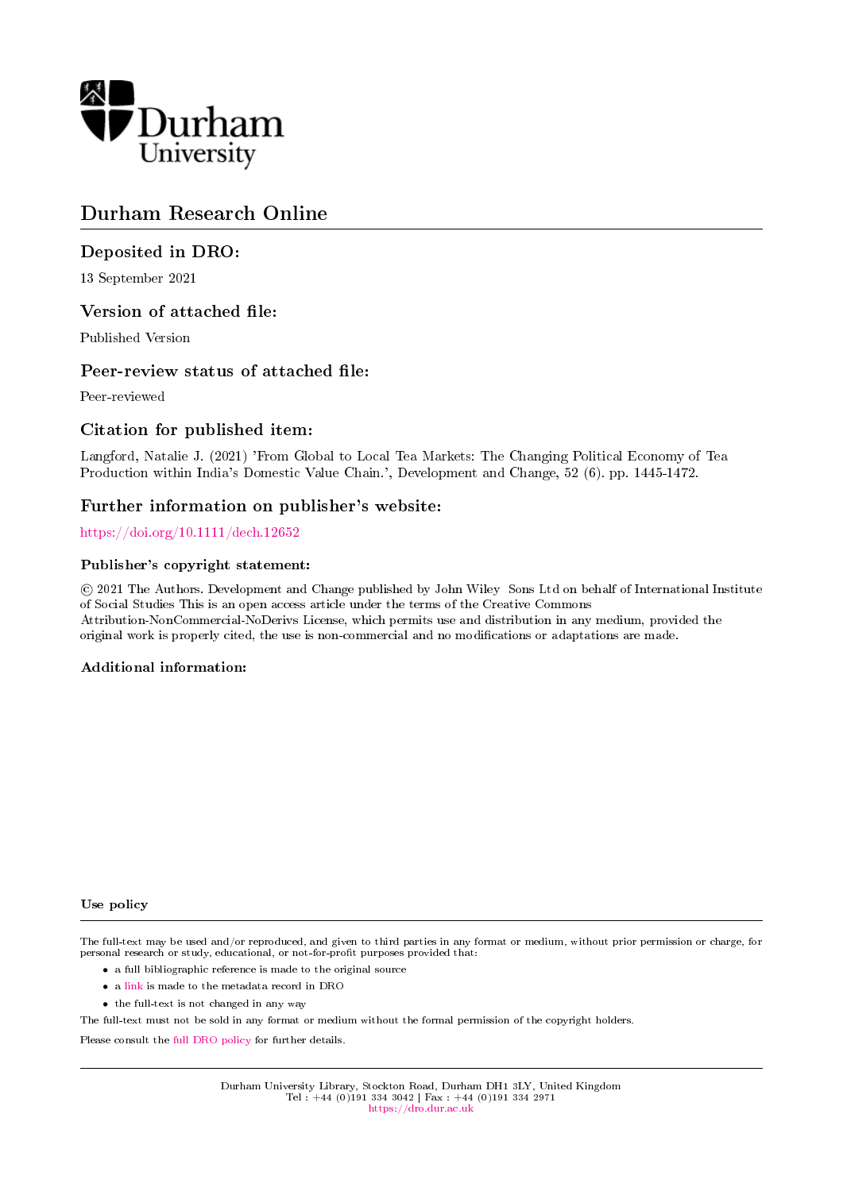Durham University

# Durham Research Online

## Deposited in DRO:

13 September 2021

## Version of attached file:

Published Version

## Peer-review status of attached file:

Peer-reviewed

## Citation for published item:

Langford, Natalie J. (2021) 'From Global to Local Tea Markets: The Changing Political Economy of Tea Production within India's Domestic Value Chain.', Development and Change, 52 (6). pp. 1445-1472.

## Further information on publisher's website:

https://doi.org/10.1111/dech.12652

### Publisher's copyright statement:

© 2021 The Authors. Development and Change published by John Wiley Sons Ltd on behalf of International Institute of Social Studies This is an open access article under the terms of the Creative Commons Attribution-NonCommercial-NoDerivs License, which permits use and distribution in any medium, provided the original work is properly cited, the use is non-commercial and no modifications or adaptations are made.

### Additional information:

#### Use policy

The full-text may be used and/or reproduced, and given to third parties in any format or medium, without prior permission or charge, for personal research or study, educational, or not-for-profit purposes provided that:

- a full bibliographic reference is made to the original source
- a link is made to the metadata record in DRO
- the full-text is not changed in any way

The full-text must not be sold in any format or medium without the formal permission of the copyright holders.

Please consult the full DRO policy for further details.

Durham University Library, Stockton Road, Durham DH1 3LY, United Kingdom
Tel : +44 (0)191 334 3042 | Fax : +44 (0)191 334 2971
https://dro.dur.ac.uk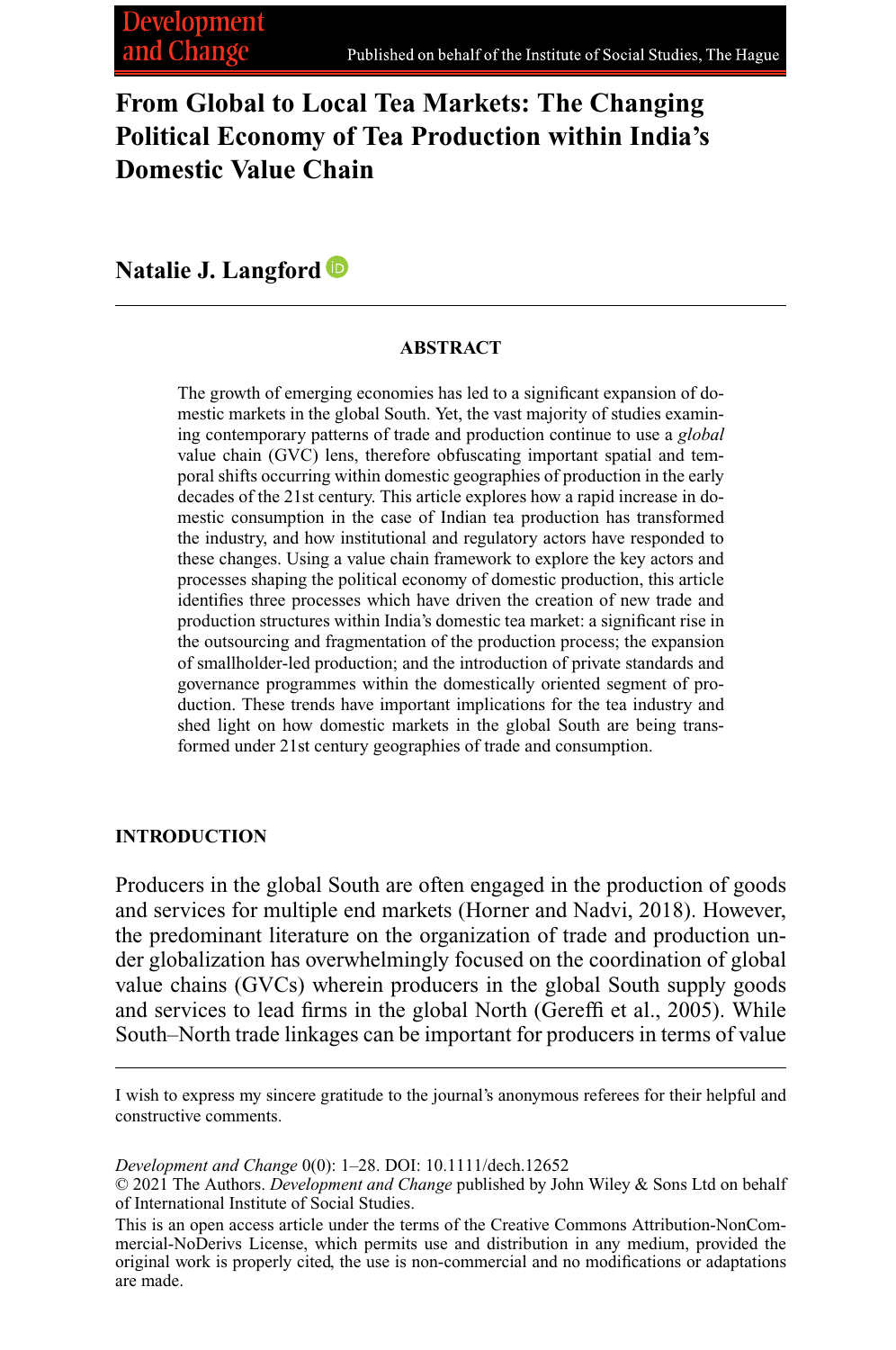# From Global to Local Tea Markets: The Changing Political Economy of Tea Production within India's Domestic Value Chain

## Natalie J. Langford

### ABSTRACT

The growth of emerging economies has led to a significant expansion of domestic markets in the global South. Yet, the vast majority of studies examining contemporary patterns of trade and production continue to use a *global* value chain (GVC) lens, therefore obfuscating important spatial and temporal shifts occurring within domestic geographies of production in the early decades of the 21st century. This article explores how a rapid increase in domestic consumption in the case of Indian tea production has transformed the industry, and how institutional and regulatory actors have responded to these changes. Using a value chain framework to explore the key actors and processes shaping the political economy of domestic production, this article identifies three processes which have driven the creation of new trade and production structures within India's domestic tea market: a significant rise in the outsourcing and fragmentation of the production process; the expansion of smallholder-led production; and the introduction of private standards and governance programmes within the domestically oriented segment of production. These trends have important implications for the tea industry and shed light on how domestic markets in the global South are being transformed under 21st century geographies of trade and consumption.

### INTRODUCTION

Producers in the global South are often engaged in the production of goods and services for multiple end markets (Horner and Nadvi, 2018). However, the predominant literature on the organization of trade and production under globalization has overwhelmingly focused on the coordination of global value chains (GVCs) wherein producers in the global South supply goods and services to lead firms in the global North (Gereffi et al., 2005). While South–North trade linkages can be important for producers in terms of value

---

I wish to express my sincere gratitude to the journal's anonymous referees for their helpful and constructive comments.

*Development and Change* 0(0): 1–28. DOI: 10.1111/dech.12652
© 2021 The Authors. *Development and Change* published by John Wiley & Sons Ltd on behalf of International Institute of Social Studies.
This is an open access article under the terms of the Creative Commons Attribution-NonCommercial-NoDerivs License, which permits use and distribution in any medium, provided the original work is properly cited, the use is non-commercial and no modifications or adaptations are made.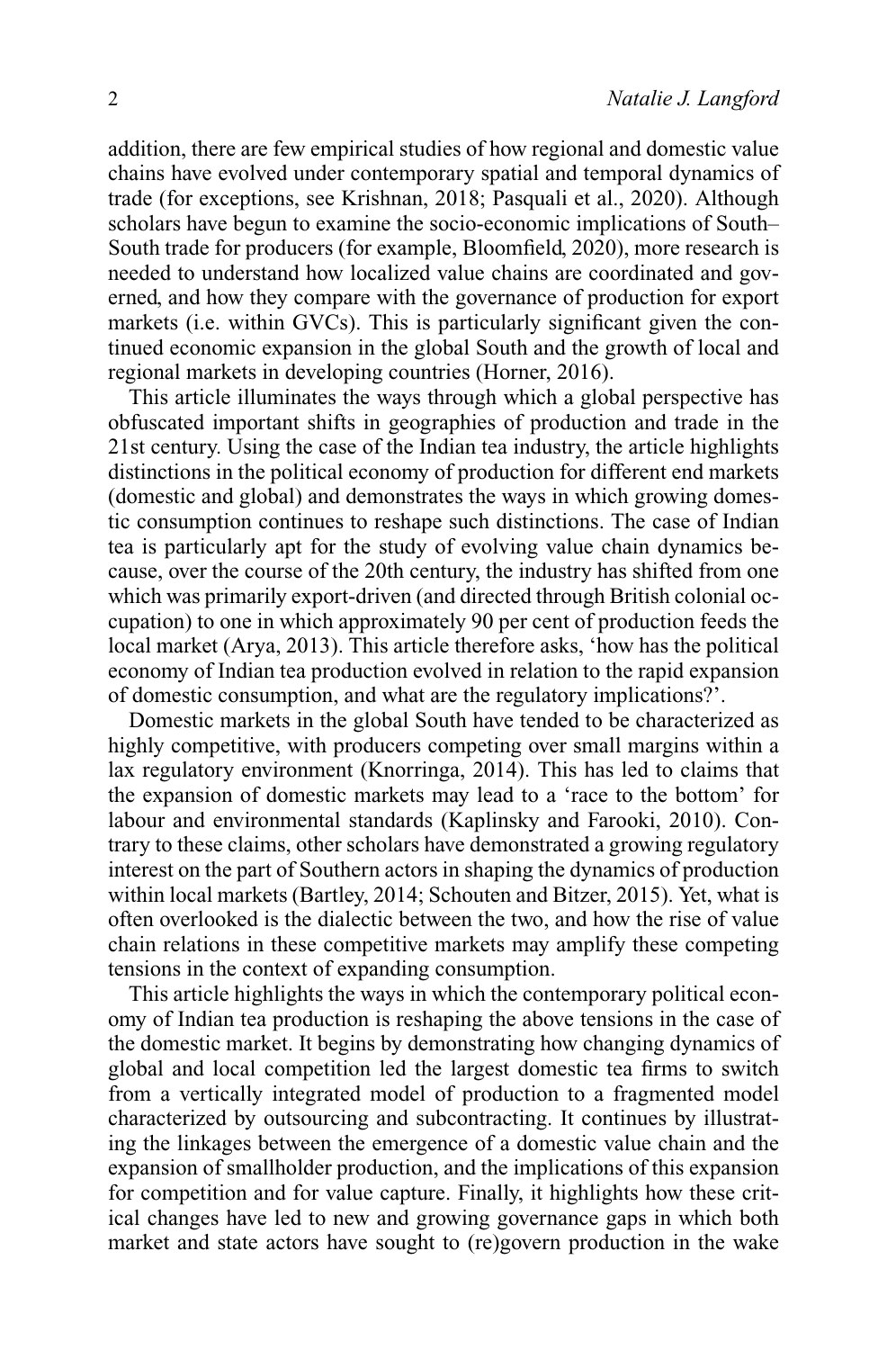addition, there are few empirical studies of how regional and domestic value chains have evolved under contemporary spatial and temporal dynamics of trade (for exceptions, see Krishnan, 2018; Pasquali et al., 2020). Although scholars have begun to examine the socio-economic implications of South–South trade for producers (for example, Bloomfield, 2020), more research is needed to understand how localized value chains are coordinated and governed, and how they compare with the governance of production for export markets (i.e. within GVCs). This is particularly significant given the continued economic expansion in the global South and the growth of local and regional markets in developing countries (Horner, 2016).

This article illuminates the ways through which a global perspective has obfuscated important shifts in geographies of production and trade in the 21st century. Using the case of the Indian tea industry, the article highlights distinctions in the political economy of production for different end markets (domestic and global) and demonstrates the ways in which growing domestic consumption continues to reshape such distinctions. The case of Indian tea is particularly apt for the study of evolving value chain dynamics because, over the course of the 20th century, the industry has shifted from one which was primarily export-driven (and directed through British colonial occupation) to one in which approximately 90 per cent of production feeds the local market (Arya, 2013). This article therefore asks, 'how has the political economy of Indian tea production evolved in relation to the rapid expansion of domestic consumption, and what are the regulatory implications?'.

Domestic markets in the global South have tended to be characterized as highly competitive, with producers competing over small margins within a lax regulatory environment (Knorringa, 2014). This has led to claims that the expansion of domestic markets may lead to a 'race to the bottom' for labour and environmental standards (Kaplinsky and Farooki, 2010). Contrary to these claims, other scholars have demonstrated a growing regulatory interest on the part of Southern actors in shaping the dynamics of production within local markets (Bartley, 2014; Schouten and Bitzer, 2015). Yet, what is often overlooked is the dialectic between the two, and how the rise of value chain relations in these competitive markets may amplify these competing tensions in the context of expanding consumption.

This article highlights the ways in which the contemporary political economy of Indian tea production is reshaping the above tensions in the case of the domestic market. It begins by demonstrating how changing dynamics of global and local competition led the largest domestic tea firms to switch from a vertically integrated model of production to a fragmented model characterized by outsourcing and subcontracting. It continues by illustrating the linkages between the emergence of a domestic value chain and the expansion of smallholder production, and the implications of this expansion for competition and for value capture. Finally, it highlights how these critical changes have led to new and growing governance gaps in which both market and state actors have sought to (re)govern production in the wake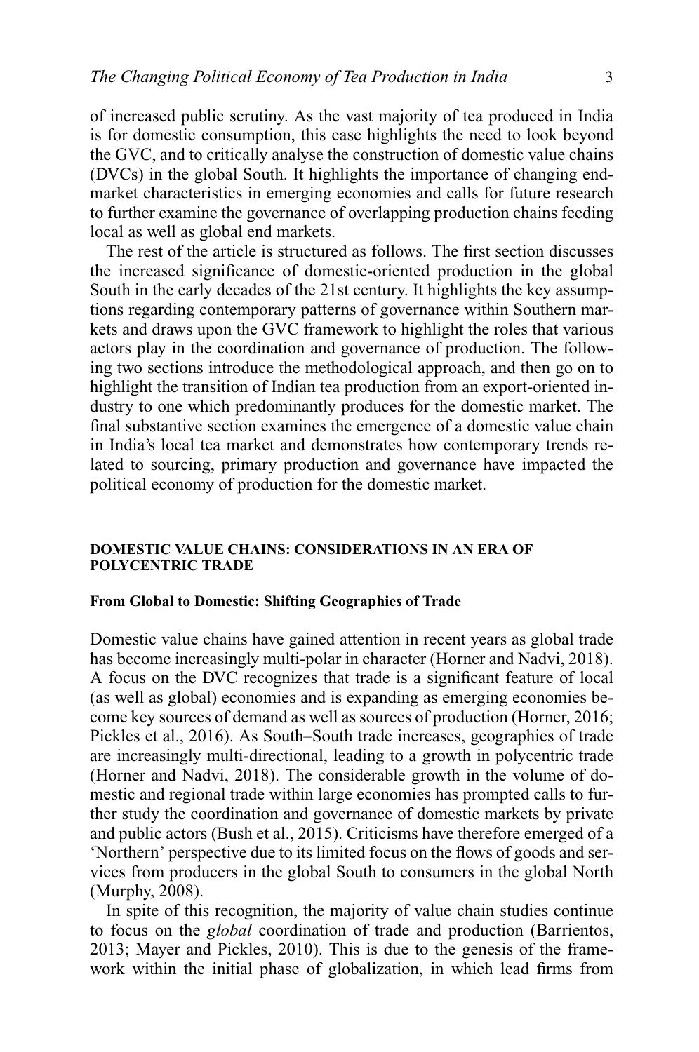of increased public scrutiny. As the vast majority of tea produced in India is for domestic consumption, this case highlights the need to look beyond the GVC, and to critically analyse the construction of domestic value chains (DVCs) in the global South. It highlights the importance of changing end-market characteristics in emerging economies and calls for future research to further examine the governance of overlapping production chains feeding local as well as global end markets.

The rest of the article is structured as follows. The first section discusses the increased significance of domestic-oriented production in the global South in the early decades of the 21st century. It highlights the key assumptions regarding contemporary patterns of governance within Southern markets and draws upon the GVC framework to highlight the roles that various actors play in the coordination and governance of production. The following two sections introduce the methodological approach, and then go on to highlight the transition of Indian tea production from an export-oriented industry to one which predominantly produces for the domestic market. The final substantive section examines the emergence of a domestic value chain in India's local tea market and demonstrates how contemporary trends related to sourcing, primary production and governance have impacted the political economy of production for the domestic market.

## DOMESTIC VALUE CHAINS: CONSIDERATIONS IN AN ERA OF POLYCENTRIC TRADE

### From Global to Domestic: Shifting Geographies of Trade

Domestic value chains have gained attention in recent years as global trade has become increasingly multi-polar in character (Horner and Nadvi, 2018). A focus on the DVC recognizes that trade is a significant feature of local (as well as global) economies and is expanding as emerging economies become key sources of demand as well as sources of production (Horner, 2016; Pickles et al., 2016). As South–South trade increases, geographies of trade are increasingly multi-directional, leading to a growth in polycentric trade (Horner and Nadvi, 2018). The considerable growth in the volume of domestic and regional trade within large economies has prompted calls to further study the coordination and governance of domestic markets by private and public actors (Bush et al., 2015). Criticisms have therefore emerged of a 'Northern' perspective due to its limited focus on the flows of goods and services from producers in the global South to consumers in the global North (Murphy, 2008).

In spite of this recognition, the majority of value chain studies continue to focus on the *global* coordination of trade and production (Barrientos, 2013; Mayer and Pickles, 2010). This is due to the genesis of the framework within the initial phase of globalization, in which lead firms from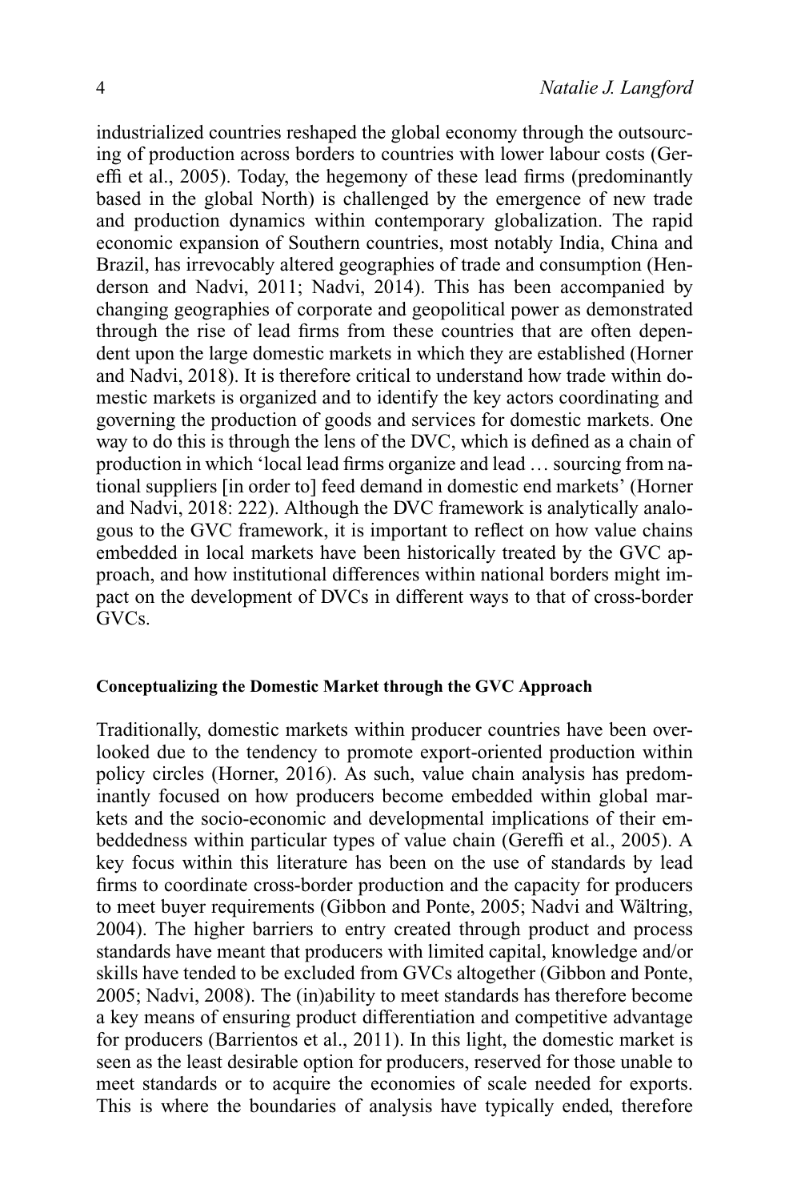industrialized countries reshaped the global economy through the outsourcing of production across borders to countries with lower labour costs (Gereffi et al., 2005). Today, the hegemony of these lead firms (predominantly based in the global North) is challenged by the emergence of new trade and production dynamics within contemporary globalization. The rapid economic expansion of Southern countries, most notably India, China and Brazil, has irrevocably altered geographies of trade and consumption (Henderson and Nadvi, 2011; Nadvi, 2014). This has been accompanied by changing geographies of corporate and geopolitical power as demonstrated through the rise of lead firms from these countries that are often dependent upon the large domestic markets in which they are established (Horner and Nadvi, 2018). It is therefore critical to understand how trade within domestic markets is organized and to identify the key actors coordinating and governing the production of goods and services for domestic markets. One way to do this is through the lens of the DVC, which is defined as a chain of production in which 'local lead firms organize and lead … sourcing from national suppliers [in order to] feed demand in domestic end markets' (Horner and Nadvi, 2018: 222). Although the DVC framework is analytically analogous to the GVC framework, it is important to reflect on how value chains embedded in local markets have been historically treated by the GVC approach, and how institutional differences within national borders might impact on the development of DVCs in different ways to that of cross-border GVCs.

### Conceptualizing the Domestic Market through the GVC Approach

Traditionally, domestic markets within producer countries have been overlooked due to the tendency to promote export-oriented production within policy circles (Horner, 2016). As such, value chain analysis has predominantly focused on how producers become embedded within global markets and the socio-economic and developmental implications of their embeddedness within particular types of value chain (Gereffi et al., 2005). A key focus within this literature has been on the use of standards by lead firms to coordinate cross-border production and the capacity for producers to meet buyer requirements (Gibbon and Ponte, 2005; Nadvi and Wältring, 2004). The higher barriers to entry created through product and process standards have meant that producers with limited capital, knowledge and/or skills have tended to be excluded from GVCs altogether (Gibbon and Ponte, 2005; Nadvi, 2008). The (in)ability to meet standards has therefore become a key means of ensuring product differentiation and competitive advantage for producers (Barrientos et al., 2011). In this light, the domestic market is seen as the least desirable option for producers, reserved for those unable to meet standards or to acquire the economies of scale needed for exports. This is where the boundaries of analysis have typically ended, therefore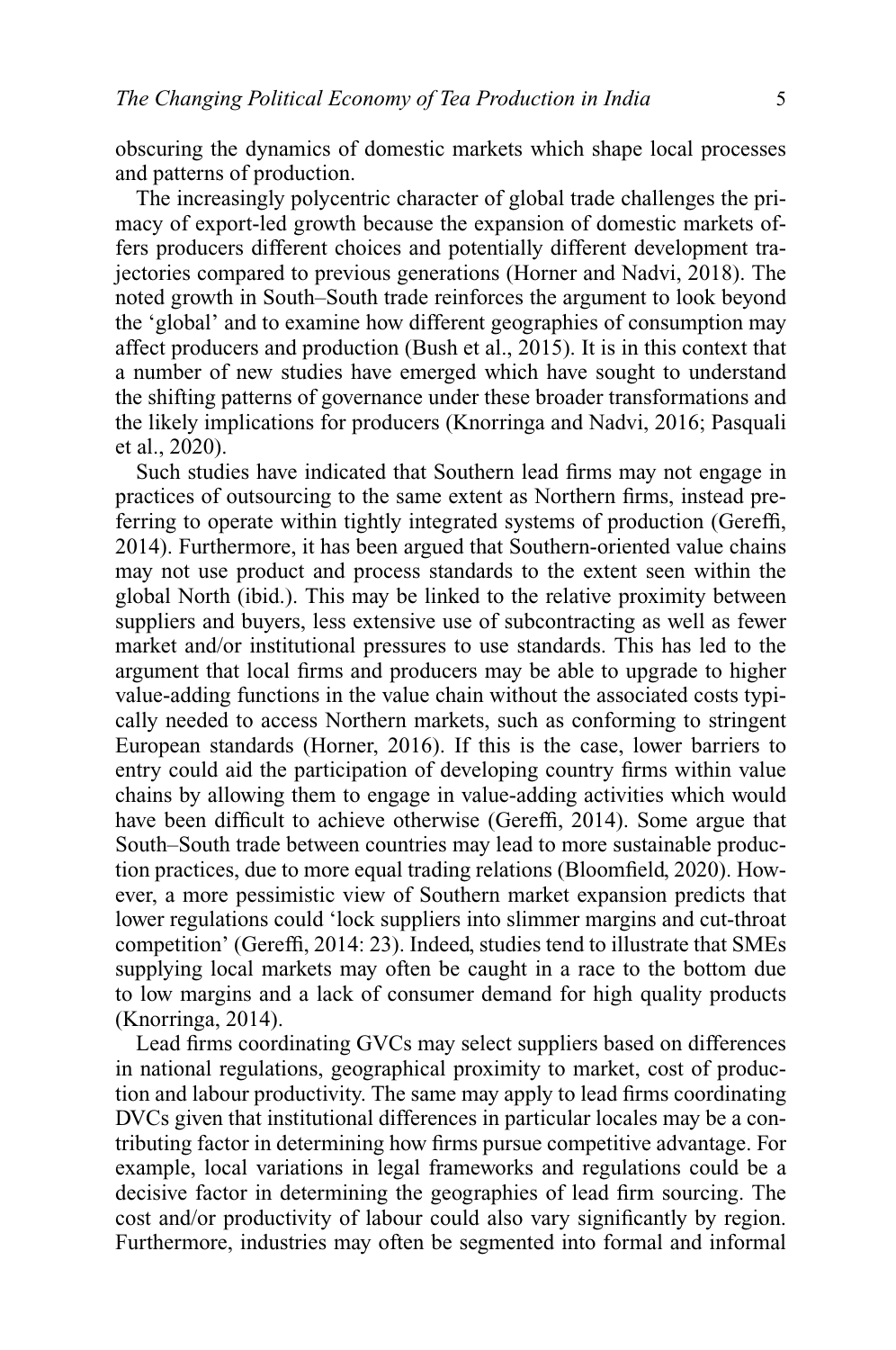obscuring the dynamics of domestic markets which shape local processes and patterns of production.

The increasingly polycentric character of global trade challenges the primacy of export-led growth because the expansion of domestic markets offers producers different choices and potentially different development trajectories compared to previous generations (Horner and Nadvi, 2018). The noted growth in South–South trade reinforces the argument to look beyond the 'global' and to examine how different geographies of consumption may affect producers and production (Bush et al., 2015). It is in this context that a number of new studies have emerged which have sought to understand the shifting patterns of governance under these broader transformations and the likely implications for producers (Knorringa and Nadvi, 2016; Pasquali et al., 2020).

Such studies have indicated that Southern lead firms may not engage in practices of outsourcing to the same extent as Northern firms, instead preferring to operate within tightly integrated systems of production (Gereffi, 2014). Furthermore, it has been argued that Southern-oriented value chains may not use product and process standards to the extent seen within the global North (ibid.). This may be linked to the relative proximity between suppliers and buyers, less extensive use of subcontracting as well as fewer market and/or institutional pressures to use standards. This has led to the argument that local firms and producers may be able to upgrade to higher value-adding functions in the value chain without the associated costs typically needed to access Northern markets, such as conforming to stringent European standards (Horner, 2016). If this is the case, lower barriers to entry could aid the participation of developing country firms within value chains by allowing them to engage in value-adding activities which would have been difficult to achieve otherwise (Gereffi, 2014). Some argue that South–South trade between countries may lead to more sustainable production practices, due to more equal trading relations (Bloomfield, 2020). However, a more pessimistic view of Southern market expansion predicts that lower regulations could 'lock suppliers into slimmer margins and cut-throat competition' (Gereffi, 2014: 23). Indeed, studies tend to illustrate that SMEs supplying local markets may often be caught in a race to the bottom due to low margins and a lack of consumer demand for high quality products (Knorringa, 2014).

Lead firms coordinating GVCs may select suppliers based on differences in national regulations, geographical proximity to market, cost of production and labour productivity. The same may apply to lead firms coordinating DVCs given that institutional differences in particular locales may be a contributing factor in determining how firms pursue competitive advantage. For example, local variations in legal frameworks and regulations could be a decisive factor in determining the geographies of lead firm sourcing. The cost and/or productivity of labour could also vary significantly by region. Furthermore, industries may often be segmented into formal and informal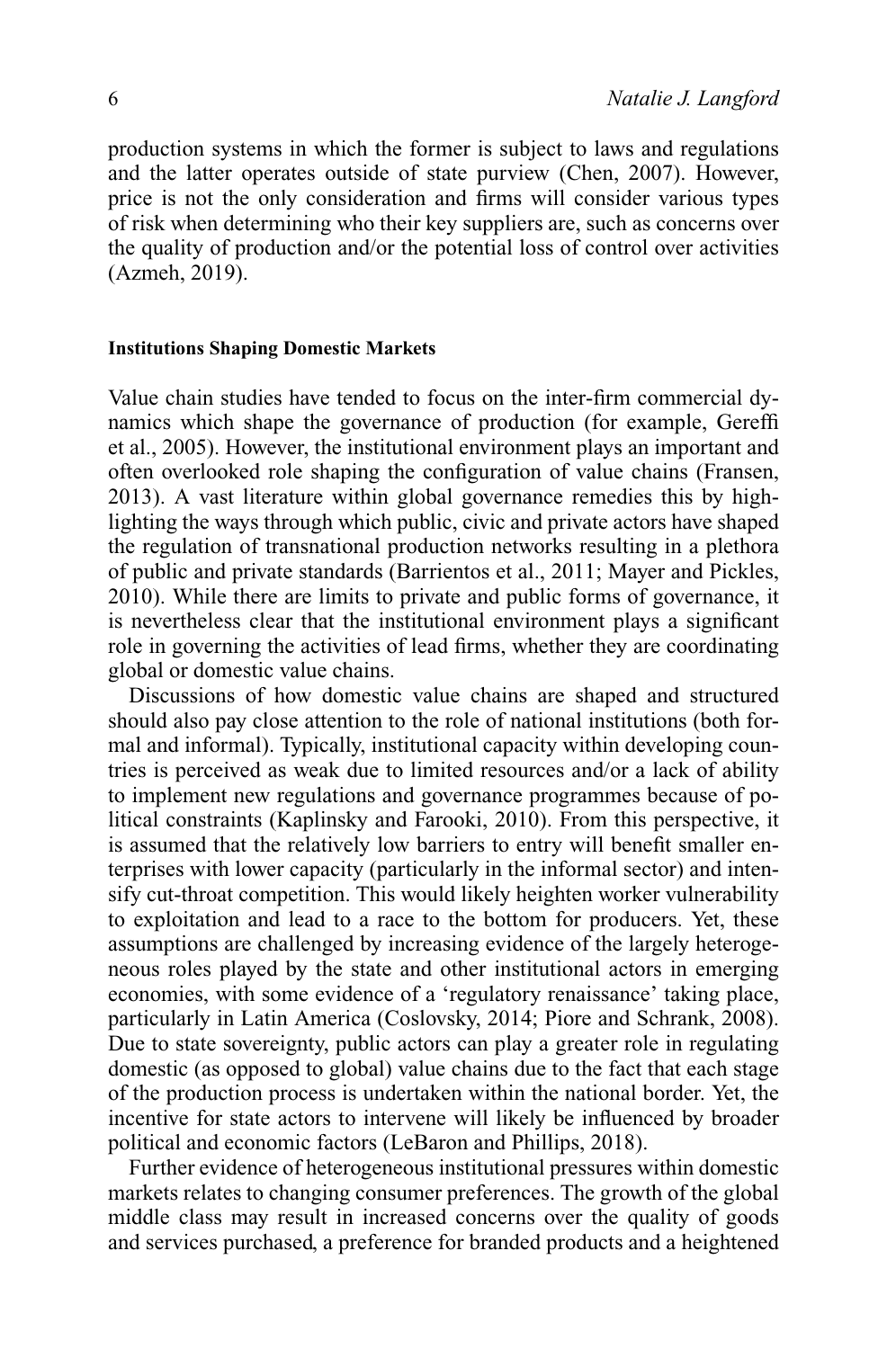production systems in which the former is subject to laws and regulations and the latter operates outside of state purview (Chen, 2007). However, price is not the only consideration and firms will consider various types of risk when determining who their key suppliers are, such as concerns over the quality of production and/or the potential loss of control over activities (Azmeh, 2019).

### Institutions Shaping Domestic Markets

Value chain studies have tended to focus on the inter-firm commercial dynamics which shape the governance of production (for example, Gereffi et al., 2005). However, the institutional environment plays an important and often overlooked role shaping the configuration of value chains (Fransen, 2013). A vast literature within global governance remedies this by highlighting the ways through which public, civic and private actors have shaped the regulation of transnational production networks resulting in a plethora of public and private standards (Barrientos et al., 2011; Mayer and Pickles, 2010). While there are limits to private and public forms of governance, it is nevertheless clear that the institutional environment plays a significant role in governing the activities of lead firms, whether they are coordinating global or domestic value chains.

Discussions of how domestic value chains are shaped and structured should also pay close attention to the role of national institutions (both formal and informal). Typically, institutional capacity within developing countries is perceived as weak due to limited resources and/or a lack of ability to implement new regulations and governance programmes because of political constraints (Kaplinsky and Farooki, 2010). From this perspective, it is assumed that the relatively low barriers to entry will benefit smaller enterprises with lower capacity (particularly in the informal sector) and intensify cut-throat competition. This would likely heighten worker vulnerability to exploitation and lead to a race to the bottom for producers. Yet, these assumptions are challenged by increasing evidence of the largely heterogeneous roles played by the state and other institutional actors in emerging economies, with some evidence of a 'regulatory renaissance' taking place, particularly in Latin America (Coslovsky, 2014; Piore and Schrank, 2008). Due to state sovereignty, public actors can play a greater role in regulating domestic (as opposed to global) value chains due to the fact that each stage of the production process is undertaken within the national border. Yet, the incentive for state actors to intervene will likely be influenced by broader political and economic factors (LeBaron and Phillips, 2018).

Further evidence of heterogeneous institutional pressures within domestic markets relates to changing consumer preferences. The growth of the global middle class may result in increased concerns over the quality of goods and services purchased, a preference for branded products and a heightened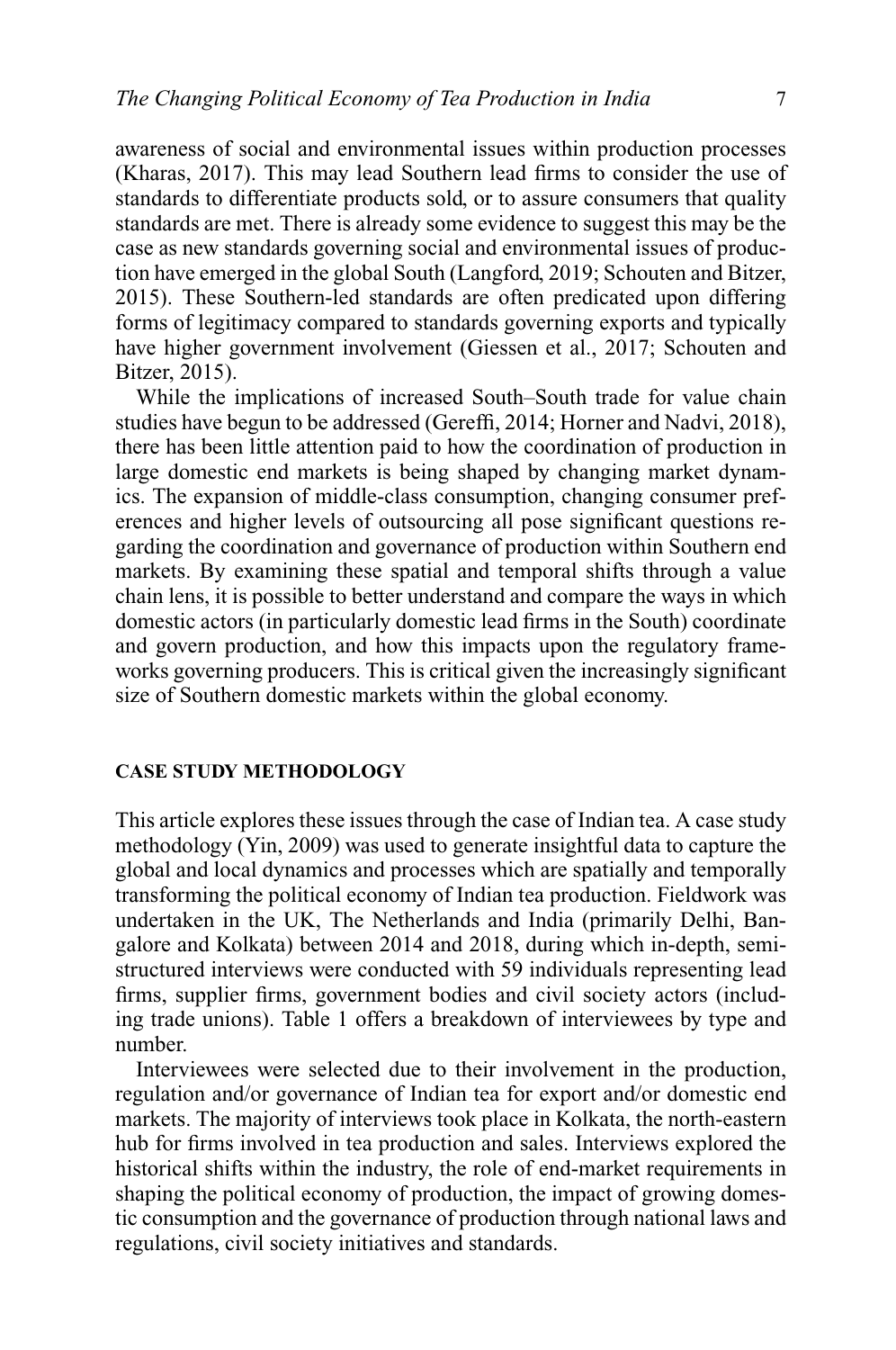awareness of social and environmental issues within production processes (Kharas, 2017). This may lead Southern lead firms to consider the use of standards to differentiate products sold, or to assure consumers that quality standards are met. There is already some evidence to suggest this may be the case as new standards governing social and environmental issues of production have emerged in the global South (Langford, 2019; Schouten and Bitzer, 2015). These Southern-led standards are often predicated upon differing forms of legitimacy compared to standards governing exports and typically have higher government involvement (Giessen et al., 2017; Schouten and Bitzer, 2015).

While the implications of increased South–South trade for value chain studies have begun to be addressed (Gereffi, 2014; Horner and Nadvi, 2018), there has been little attention paid to how the coordination of production in large domestic end markets is being shaped by changing market dynamics. The expansion of middle-class consumption, changing consumer preferences and higher levels of outsourcing all pose significant questions regarding the coordination and governance of production within Southern end markets. By examining these spatial and temporal shifts through a value chain lens, it is possible to better understand and compare the ways in which domestic actors (in particularly domestic lead firms in the South) coordinate and govern production, and how this impacts upon the regulatory frameworks governing producers. This is critical given the increasingly significant size of Southern domestic markets within the global economy.

## CASE STUDY METHODOLOGY

This article explores these issues through the case of Indian tea. A case study methodology (Yin, 2009) was used to generate insightful data to capture the global and local dynamics and processes which are spatially and temporally transforming the political economy of Indian tea production. Fieldwork was undertaken in the UK, The Netherlands and India (primarily Delhi, Bangalore and Kolkata) between 2014 and 2018, during which in-depth, semi-structured interviews were conducted with 59 individuals representing lead firms, supplier firms, government bodies and civil society actors (including trade unions). Table 1 offers a breakdown of interviewees by type and number.

Interviewees were selected due to their involvement in the production, regulation and/or governance of Indian tea for export and/or domestic end markets. The majority of interviews took place in Kolkata, the north-eastern hub for firms involved in tea production and sales. Interviews explored the historical shifts within the industry, the role of end-market requirements in shaping the political economy of production, the impact of growing domestic consumption and the governance of production through national laws and regulations, civil society initiatives and standards.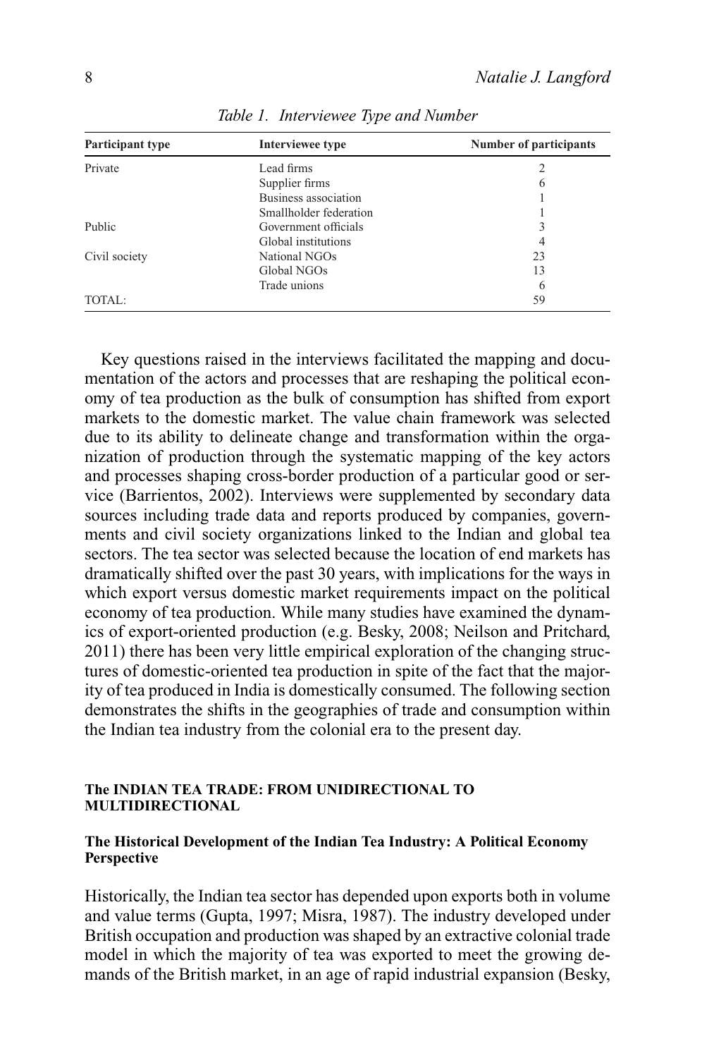*Table 1. Interviewee Type and Number*

| Participant type | Interviewee type | Number of participants |
|---|---|---|
| Private | Lead firms | 2 |
| | Supplier firms | 6 |
| | Business association | 1 |
| | Smallholder federation | 1 |
| Public | Government officials | 3 |
| | Global institutions | 4 |
| Civil society | National NGOs | 23 |
| | Global NGOs | 13 |
| | Trade unions | 6 |
| TOTAL: | | 59 |

Key questions raised in the interviews facilitated the mapping and documentation of the actors and processes that are reshaping the political economy of tea production as the bulk of consumption has shifted from export markets to the domestic market. The value chain framework was selected due to its ability to delineate change and transformation within the organization of production through the systematic mapping of the key actors and processes shaping cross-border production of a particular good or service (Barrientos, 2002). Interviews were supplemented by secondary data sources including trade data and reports produced by companies, governments and civil society organizations linked to the Indian and global tea sectors. The tea sector was selected because the location of end markets has dramatically shifted over the past 30 years, with implications for the ways in which export versus domestic market requirements impact on the political economy of tea production. While many studies have examined the dynamics of export-oriented production (e.g. Besky, 2008; Neilson and Pritchard, 2011) there has been very little empirical exploration of the changing structures of domestic-oriented tea production in spite of the fact that the majority of tea produced in India is domestically consumed. The following section demonstrates the shifts in the geographies of trade and consumption within the Indian tea industry from the colonial era to the present day.

## The INDIAN TEA TRADE: FROM UNIDIRECTIONAL TO MULTIDIRECTIONAL

### The Historical Development of the Indian Tea Industry: A Political Economy Perspective

Historically, the Indian tea sector has depended upon exports both in volume and value terms (Gupta, 1997; Misra, 1987). The industry developed under British occupation and production was shaped by an extractive colonial trade model in which the majority of tea was exported to meet the growing demands of the British market, in an age of rapid industrial expansion (Besky,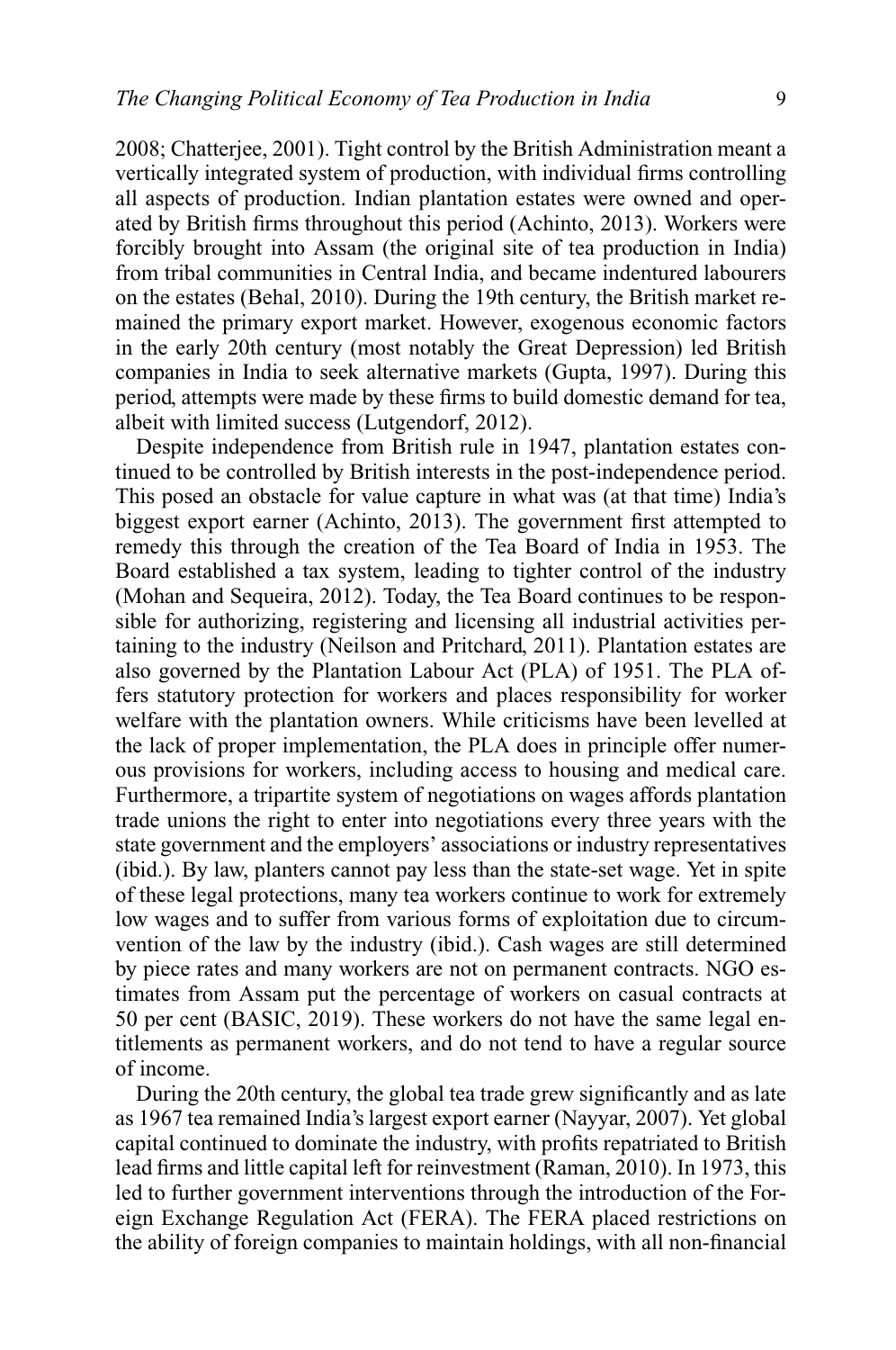2008; Chatterjee, 2001). Tight control by the British Administration meant a vertically integrated system of production, with individual firms controlling all aspects of production. Indian plantation estates were owned and operated by British firms throughout this period (Achinto, 2013). Workers were forcibly brought into Assam (the original site of tea production in India) from tribal communities in Central India, and became indentured labourers on the estates (Behal, 2010). During the 19th century, the British market remained the primary export market. However, exogenous economic factors in the early 20th century (most notably the Great Depression) led British companies in India to seek alternative markets (Gupta, 1997). During this period, attempts were made by these firms to build domestic demand for tea, albeit with limited success (Lutgendorf, 2012).

Despite independence from British rule in 1947, plantation estates continued to be controlled by British interests in the post-independence period. This posed an obstacle for value capture in what was (at that time) India's biggest export earner (Achinto, 2013). The government first attempted to remedy this through the creation of the Tea Board of India in 1953. The Board established a tax system, leading to tighter control of the industry (Mohan and Sequeira, 2012). Today, the Tea Board continues to be responsible for authorizing, registering and licensing all industrial activities pertaining to the industry (Neilson and Pritchard, 2011). Plantation estates are also governed by the Plantation Labour Act (PLA) of 1951. The PLA offers statutory protection for workers and places responsibility for worker welfare with the plantation owners. While criticisms have been levelled at the lack of proper implementation, the PLA does in principle offer numerous provisions for workers, including access to housing and medical care. Furthermore, a tripartite system of negotiations on wages affords plantation trade unions the right to enter into negotiations every three years with the state government and the employers' associations or industry representatives (ibid.). By law, planters cannot pay less than the state-set wage. Yet in spite of these legal protections, many tea workers continue to work for extremely low wages and to suffer from various forms of exploitation due to circumvention of the law by the industry (ibid.). Cash wages are still determined by piece rates and many workers are not on permanent contracts. NGO estimates from Assam put the percentage of workers on casual contracts at 50 per cent (BASIC, 2019). These workers do not have the same legal entitlements as permanent workers, and do not tend to have a regular source of income.

During the 20th century, the global tea trade grew significantly and as late as 1967 tea remained India's largest export earner (Nayyar, 2007). Yet global capital continued to dominate the industry, with profits repatriated to British lead firms and little capital left for reinvestment (Raman, 2010). In 1973, this led to further government interventions through the introduction of the Foreign Exchange Regulation Act (FERA). The FERA placed restrictions on the ability of foreign companies to maintain holdings, with all non-financial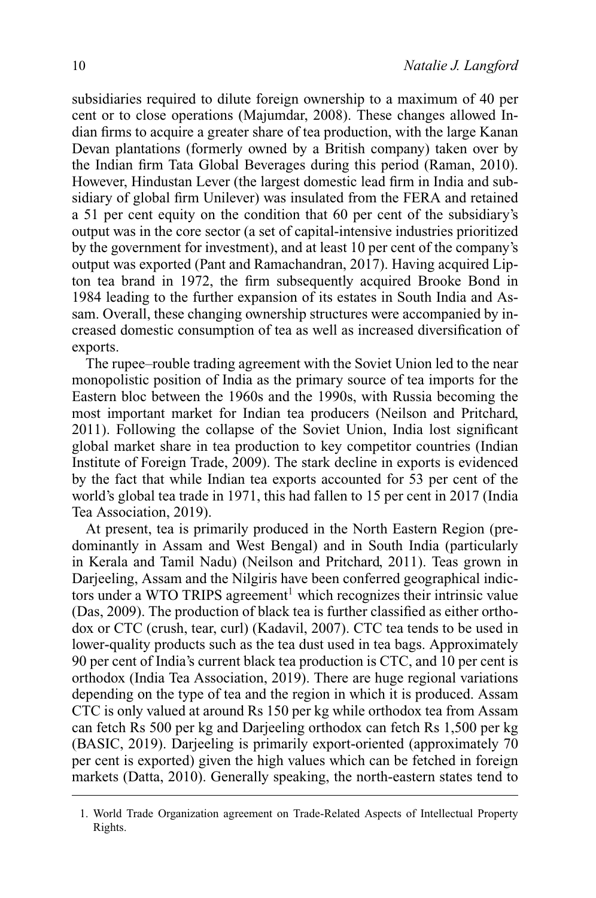subsidiaries required to dilute foreign ownership to a maximum of 40 per cent or to close operations (Majumdar, 2008). These changes allowed Indian firms to acquire a greater share of tea production, with the large Kanan Devan plantations (formerly owned by a British company) taken over by the Indian firm Tata Global Beverages during this period (Raman, 2010). However, Hindustan Lever (the largest domestic lead firm in India and subsidiary of global firm Unilever) was insulated from the FERA and retained a 51 per cent equity on the condition that 60 per cent of the subsidiary's output was in the core sector (a set of capital-intensive industries prioritized by the government for investment), and at least 10 per cent of the company's output was exported (Pant and Ramachandran, 2017). Having acquired Lipton tea brand in 1972, the firm subsequently acquired Brooke Bond in 1984 leading to the further expansion of its estates in South India and Assam. Overall, these changing ownership structures were accompanied by increased domestic consumption of tea as well as increased diversification of exports.

The rupee–rouble trading agreement with the Soviet Union led to the near monopolistic position of India as the primary source of tea imports for the Eastern bloc between the 1960s and the 1990s, with Russia becoming the most important market for Indian tea producers (Neilson and Pritchard, 2011). Following the collapse of the Soviet Union, India lost significant global market share in tea production to key competitor countries (Indian Institute of Foreign Trade, 2009). The stark decline in exports is evidenced by the fact that while Indian tea exports accounted for 53 per cent of the world's global tea trade in 1971, this had fallen to 15 per cent in 2017 (India Tea Association, 2019).

At present, tea is primarily produced in the North Eastern Region (predominantly in Assam and West Bengal) and in South India (particularly in Kerala and Tamil Nadu) (Neilson and Pritchard, 2011). Teas grown in Darjeeling, Assam and the Nilgiris have been conferred geographical indictors under a WTO TRIPS agreement[1] which recognizes their intrinsic value (Das, 2009). The production of black tea is further classified as either orthodox or CTC (crush, tear, curl) (Kadavil, 2007). CTC tea tends to be used in lower-quality products such as the tea dust used in tea bags. Approximately 90 per cent of India's current black tea production is CTC, and 10 per cent is orthodox (India Tea Association, 2019). There are huge regional variations depending on the type of tea and the region in which it is produced. Assam CTC is only valued at around Rs 150 per kg while orthodox tea from Assam can fetch Rs 500 per kg and Darjeeling orthodox can fetch Rs 1,500 per kg (BASIC, 2019). Darjeeling is primarily export-oriented (approximately 70 per cent is exported) given the high values which can be fetched in foreign markets (Datta, 2010). Generally speaking, the north-eastern states tend to

1. World Trade Organization agreement on Trade-Related Aspects of Intellectual Property Rights.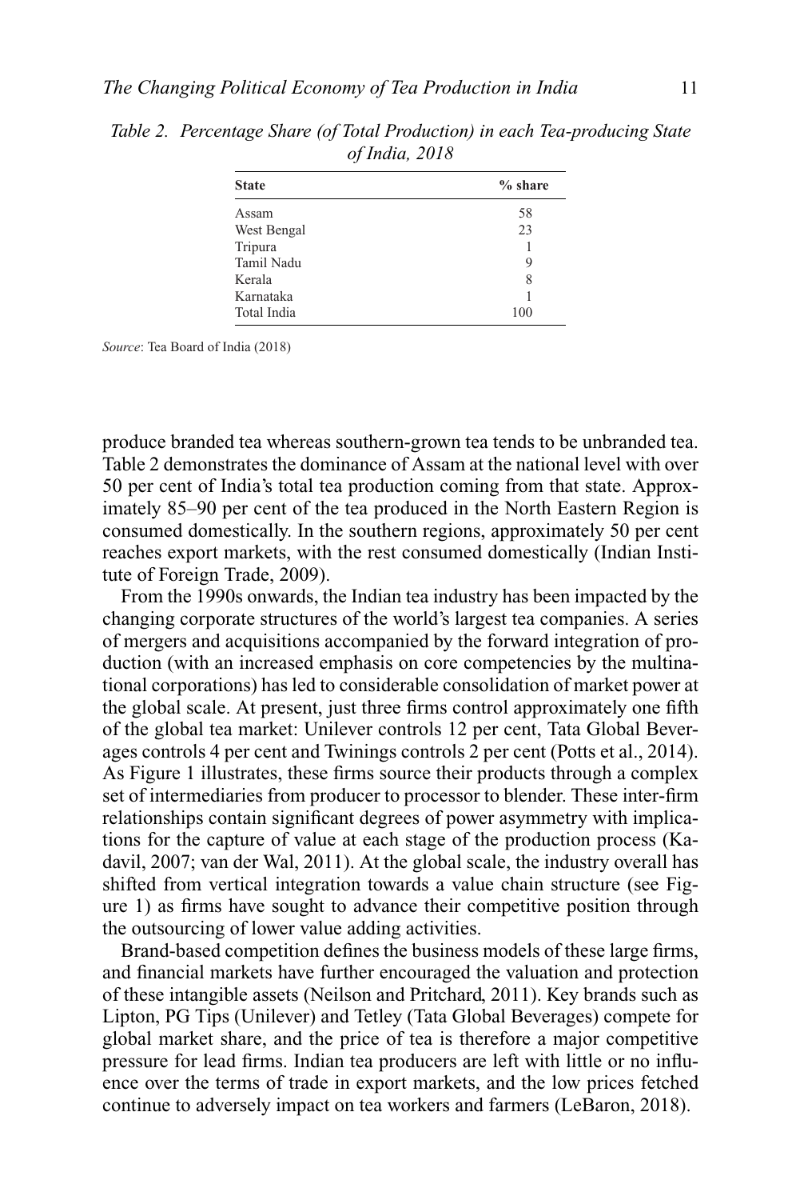*Table 2. Percentage Share (of Total Production) in each Tea-producing State of India, 2018*

| State | % share |
|---|---|
| Assam | 58 |
| West Bengal | 23 |
| Tripura | 1 |
| Tamil Nadu | 9 |
| Kerala | 8 |
| Karnataka | 1 |
| Total India | 100 |

*Source*: Tea Board of India (2018)

produce branded tea whereas southern-grown tea tends to be unbranded tea. Table 2 demonstrates the dominance of Assam at the national level with over 50 per cent of India's total tea production coming from that state. Approximately 85–90 per cent of the tea produced in the North Eastern Region is consumed domestically. In the southern regions, approximately 50 per cent reaches export markets, with the rest consumed domestically (Indian Institute of Foreign Trade, 2009).

From the 1990s onwards, the Indian tea industry has been impacted by the changing corporate structures of the world's largest tea companies. A series of mergers and acquisitions accompanied by the forward integration of production (with an increased emphasis on core competencies by the multinational corporations) has led to considerable consolidation of market power at the global scale. At present, just three firms control approximately one fifth of the global tea market: Unilever controls 12 per cent, Tata Global Beverages controls 4 per cent and Twinings controls 2 per cent (Potts et al., 2014). As Figure 1 illustrates, these firms source their products through a complex set of intermediaries from producer to processor to blender. These inter-firm relationships contain significant degrees of power asymmetry with implications for the capture of value at each stage of the production process (Kadavil, 2007; van der Wal, 2011). At the global scale, the industry overall has shifted from vertical integration towards a value chain structure (see Figure 1) as firms have sought to advance their competitive position through the outsourcing of lower value adding activities.

Brand-based competition defines the business models of these large firms, and financial markets have further encouraged the valuation and protection of these intangible assets (Neilson and Pritchard, 2011). Key brands such as Lipton, PG Tips (Unilever) and Tetley (Tata Global Beverages) compete for global market share, and the price of tea is therefore a major competitive pressure for lead firms. Indian tea producers are left with little or no influence over the terms of trade in export markets, and the low prices fetched continue to adversely impact on tea workers and farmers (LeBaron, 2018).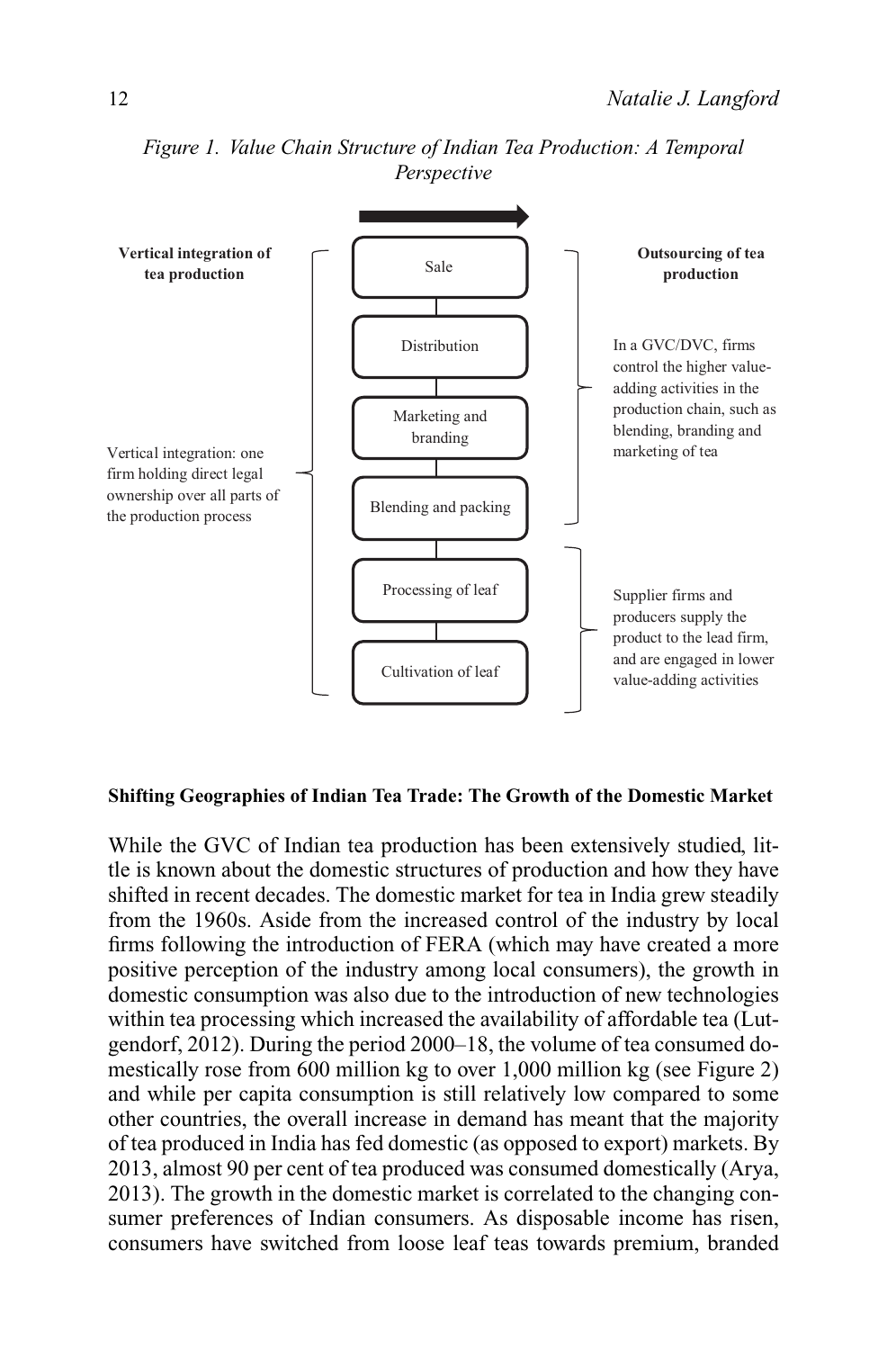*Figure 1. Value Chain Structure of Indian Tea Production: A Temporal Perspective*

**Vertical integration of tea production**

Vertical integration: one firm holding direct legal ownership over all parts of the production process

- Sale
- Distribution
- Marketing and branding
- Blending and packing
- Processing of leaf
- Cultivation of leaf

**Outsourcing of tea production**

In a GVC/DVC, firms control the higher value-adding activities in the production chain, such as blending, branding and marketing of tea

Supplier firms and producers supply the product to the lead firm, and are engaged in lower value-adding activities

#### Shifting Geographies of Indian Tea Trade: The Growth of the Domestic Market

While the GVC of Indian tea production has been extensively studied, little is known about the domestic structures of production and how they have shifted in recent decades. The domestic market for tea in India grew steadily from the 1960s. Aside from the increased control of the industry by local firms following the introduction of FERA (which may have created a more positive perception of the industry among local consumers), the growth in domestic consumption was also due to the introduction of new technologies within tea processing which increased the availability of affordable tea (Lutgendorf, 2012). During the period 2000–18, the volume of tea consumed domestically rose from 600 million kg to over 1,000 million kg (see Figure 2) and while per capita consumption is still relatively low compared to some other countries, the overall increase in demand has meant that the majority of tea produced in India has fed domestic (as opposed to export) markets. By 2013, almost 90 per cent of tea produced was consumed domestically (Arya, 2013). The growth in the domestic market is correlated to the changing consumer preferences of Indian consumers. As disposable income has risen, consumers have switched from loose leaf teas towards premium, branded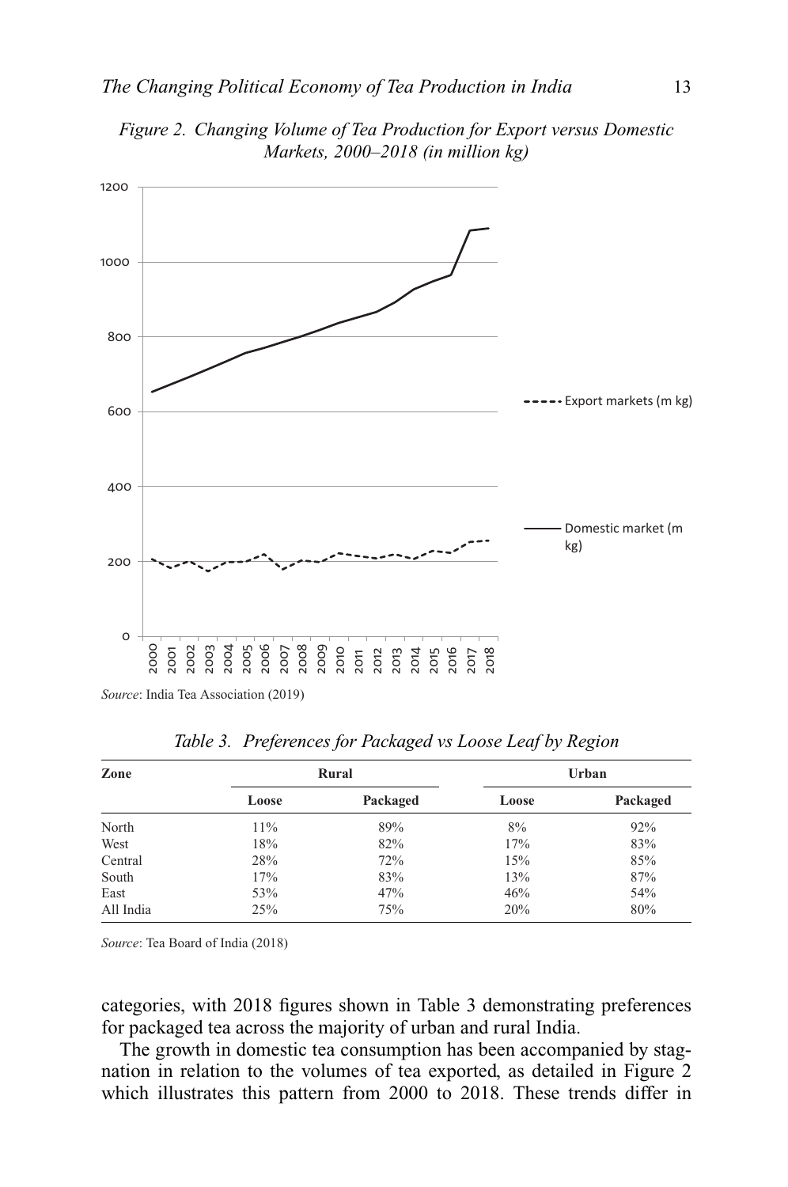*Figure 2. Changing Volume of Tea Production for Export versus Domestic Markets, 2000–2018 (in million kg)*

*Source*: India Tea Association (2019)

*Table 3. Preferences for Packaged vs Loose Leaf by Region*

| Zone | Rural | | Urban | |
|---|---|---|---|---|
| | Loose | Packaged | Loose | Packaged |
| North | 11% | 89% | 8% | 92% |
| West | 18% | 82% | 17% | 83% |
| Central | 28% | 72% | 15% | 85% |
| South | 17% | 83% | 13% | 87% |
| East | 53% | 47% | 46% | 54% |
| All India | 25% | 75% | 20% | 80% |

*Source*: Tea Board of India (2018)

categories, with 2018 figures shown in Table 3 demonstrating preferences for packaged tea across the majority of urban and rural India.

The growth in domestic tea consumption has been accompanied by stagnation in relation to the volumes of tea exported, as detailed in Figure 2 which illustrates this pattern from 2000 to 2018. These trends differ in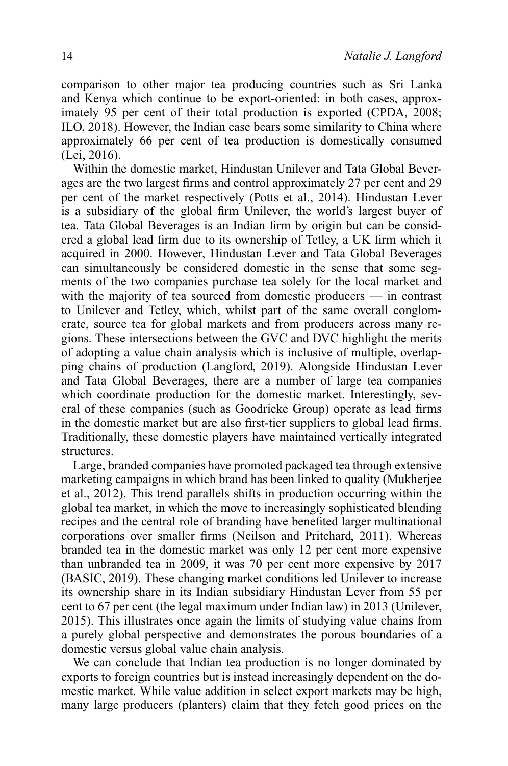comparison to other major tea producing countries such as Sri Lanka and Kenya which continue to be export-oriented: in both cases, approximately 95 per cent of their total production is exported (CPDA, 2008; ILO, 2018). However, the Indian case bears some similarity to China where approximately 66 per cent of tea production is domestically consumed (Lei, 2016).

Within the domestic market, Hindustan Unilever and Tata Global Beverages are the two largest firms and control approximately 27 per cent and 29 per cent of the market respectively (Potts et al., 2014). Hindustan Lever is a subsidiary of the global firm Unilever, the world's largest buyer of tea. Tata Global Beverages is an Indian firm by origin but can be considered a global lead firm due to its ownership of Tetley, a UK firm which it acquired in 2000. However, Hindustan Lever and Tata Global Beverages can simultaneously be considered domestic in the sense that some segments of the two companies purchase tea solely for the local market and with the majority of tea sourced from domestic producers — in contrast to Unilever and Tetley, which, whilst part of the same overall conglomerate, source tea for global markets and from producers across many regions. These intersections between the GVC and DVC highlight the merits of adopting a value chain analysis which is inclusive of multiple, overlapping chains of production (Langford, 2019). Alongside Hindustan Lever and Tata Global Beverages, there are a number of large tea companies which coordinate production for the domestic market. Interestingly, several of these companies (such as Goodricke Group) operate as lead firms in the domestic market but are also first-tier suppliers to global lead firms. Traditionally, these domestic players have maintained vertically integrated structures.

Large, branded companies have promoted packaged tea through extensive marketing campaigns in which brand has been linked to quality (Mukherjee et al., 2012). This trend parallels shifts in production occurring within the global tea market, in which the move to increasingly sophisticated blending recipes and the central role of branding have benefited larger multinational corporations over smaller firms (Neilson and Pritchard, 2011). Whereas branded tea in the domestic market was only 12 per cent more expensive than unbranded tea in 2009, it was 70 per cent more expensive by 2017 (BASIC, 2019). These changing market conditions led Unilever to increase its ownership share in its Indian subsidiary Hindustan Lever from 55 per cent to 67 per cent (the legal maximum under Indian law) in 2013 (Unilever, 2015). This illustrates once again the limits of studying value chains from a purely global perspective and demonstrates the porous boundaries of a domestic versus global value chain analysis.

We can conclude that Indian tea production is no longer dominated by exports to foreign countries but is instead increasingly dependent on the domestic market. While value addition in select export markets may be high, many large producers (planters) claim that they fetch good prices on the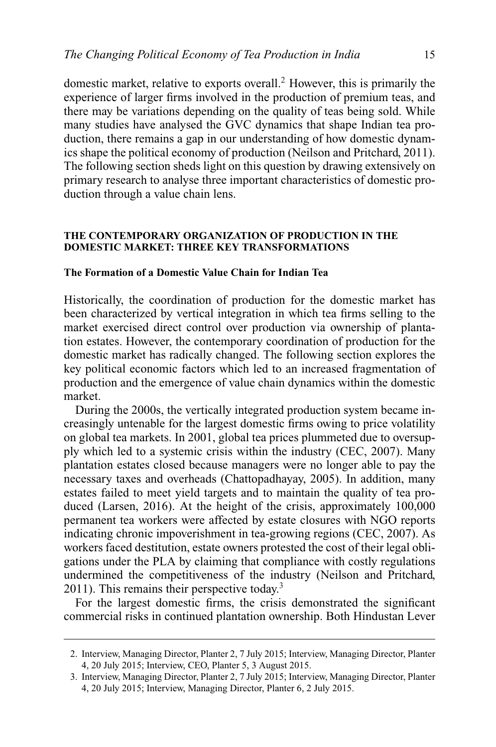domestic market, relative to exports overall.[2] However, this is primarily the experience of larger firms involved in the production of premium teas, and there may be variations depending on the quality of teas being sold. While many studies have analysed the GVC dynamics that shape Indian tea production, there remains a gap in our understanding of how domestic dynamics shape the political economy of production (Neilson and Pritchard, 2011). The following section sheds light on this question by drawing extensively on primary research to analyse three important characteristics of domestic production through a value chain lens.

## THE CONTEMPORARY ORGANIZATION OF PRODUCTION IN THE DOMESTIC MARKET: THREE KEY TRANSFORMATIONS

### The Formation of a Domestic Value Chain for Indian Tea

Historically, the coordination of production for the domestic market has been characterized by vertical integration in which tea firms selling to the market exercised direct control over production via ownership of plantation estates. However, the contemporary coordination of production for the domestic market has radically changed. The following section explores the key political economic factors which led to an increased fragmentation of production and the emergence of value chain dynamics within the domestic market.

During the 2000s, the vertically integrated production system became increasingly untenable for the largest domestic firms owing to price volatility on global tea markets. In 2001, global tea prices plummeted due to oversupply which led to a systemic crisis within the industry (CEC, 2007). Many plantation estates closed because managers were no longer able to pay the necessary taxes and overheads (Chattopadhayay, 2005). In addition, many estates failed to meet yield targets and to maintain the quality of tea produced (Larsen, 2016). At the height of the crisis, approximately 100,000 permanent tea workers were affected by estate closures with NGO reports indicating chronic impoverishment in tea-growing regions (CEC, 2007). As workers faced destitution, estate owners protested the cost of their legal obligations under the PLA by claiming that compliance with costly regulations undermined the competitiveness of the industry (Neilson and Pritchard, 2011). This remains their perspective today.[3]

For the largest domestic firms, the crisis demonstrated the significant commercial risks in continued plantation ownership. Both Hindustan Lever

---

2. Interview, Managing Director, Planter 2, 7 July 2015; Interview, Managing Director, Planter 4, 20 July 2015; Interview, CEO, Planter 5, 3 August 2015.
3. Interview, Managing Director, Planter 2, 7 July 2015; Interview, Managing Director, Planter 4, 20 July 2015; Interview, Managing Director, Planter 6, 2 July 2015.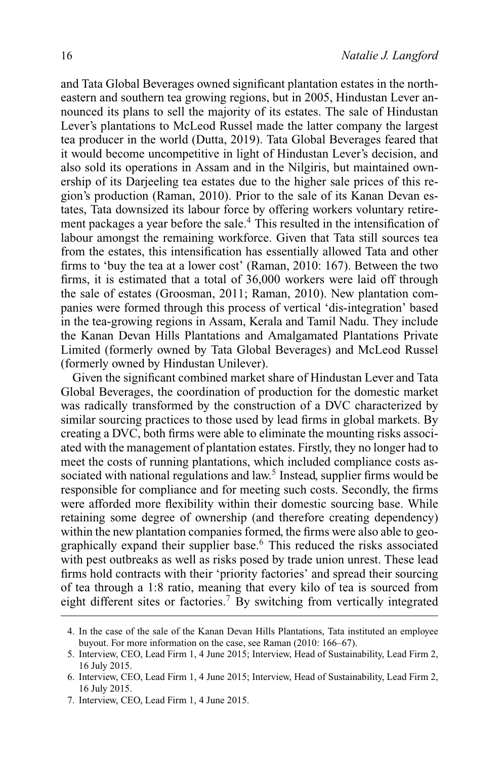and Tata Global Beverages owned significant plantation estates in the north-eastern and southern tea growing regions, but in 2005, Hindustan Lever announced its plans to sell the majority of its estates. The sale of Hindustan Lever's plantations to McLeod Russel made the latter company the largest tea producer in the world (Dutta, 2019). Tata Global Beverages feared that it would become uncompetitive in light of Hindustan Lever's decision, and also sold its operations in Assam and in the Nilgiris, but maintained ownership of its Darjeeling tea estates due to the higher sale prices of this region's production (Raman, 2010). Prior to the sale of its Kanan Devan estates, Tata downsized its labour force by offering workers voluntary retirement packages a year before the sale.[4] This resulted in the intensification of labour amongst the remaining workforce. Given that Tata still sources tea from the estates, this intensification has essentially allowed Tata and other firms to 'buy the tea at a lower cost' (Raman, 2010: 167). Between the two firms, it is estimated that a total of 36,000 workers were laid off through the sale of estates (Groosman, 2011; Raman, 2010). New plantation companies were formed through this process of vertical 'dis-integration' based in the tea-growing regions in Assam, Kerala and Tamil Nadu. They include the Kanan Devan Hills Plantations and Amalgamated Plantations Private Limited (formerly owned by Tata Global Beverages) and McLeod Russel (formerly owned by Hindustan Unilever).

Given the significant combined market share of Hindustan Lever and Tata Global Beverages, the coordination of production for the domestic market was radically transformed by the construction of a DVC characterized by similar sourcing practices to those used by lead firms in global markets. By creating a DVC, both firms were able to eliminate the mounting risks associated with the management of plantation estates. Firstly, they no longer had to meet the costs of running plantations, which included compliance costs associated with national regulations and law.[5] Instead, supplier firms would be responsible for compliance and for meeting such costs. Secondly, the firms were afforded more flexibility within their domestic sourcing base. While retaining some degree of ownership (and therefore creating dependency) within the new plantation companies formed, the firms were also able to geographically expand their supplier base.[6] This reduced the risks associated with pest outbreaks as well as risks posed by trade union unrest. These lead firms hold contracts with their 'priority factories' and spread their sourcing of tea through a 1:8 ratio, meaning that every kilo of tea is sourced from eight different sites or factories.[7] By switching from vertically integrated

4. In the case of the sale of the Kanan Devan Hills Plantations, Tata instituted an employee buyout. For more information on the case, see Raman (2010: 166–67).
5. Interview, CEO, Lead Firm 1, 4 June 2015; Interview, Head of Sustainability, Lead Firm 2, 16 July 2015.
6. Interview, CEO, Lead Firm 1, 4 June 2015; Interview, Head of Sustainability, Lead Firm 2, 16 July 2015.
7. Interview, CEO, Lead Firm 1, 4 June 2015.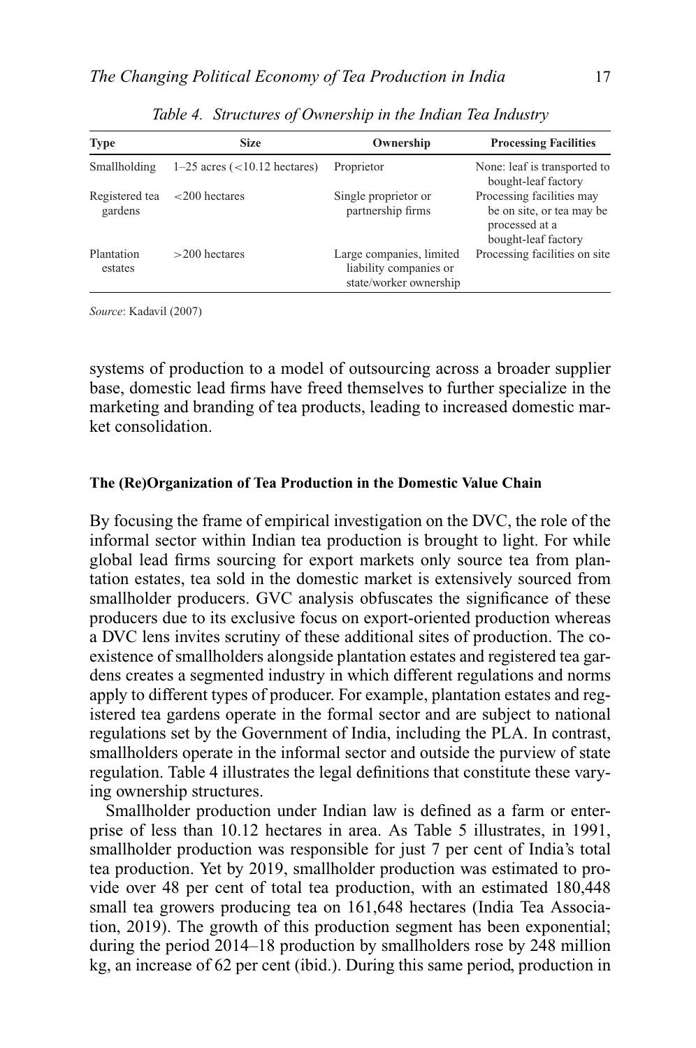*Table 4. Structures of Ownership in the Indian Tea Industry*

| Type | Size | Ownership | Processing Facilities |
|---|---|---|---|
| Smallholding | 1–25 acres (<10.12 hectares) | Proprietor | None: leaf is transported to bought-leaf factory |
| Registered tea gardens | <200 hectares | Single proprietor or partnership firms | Processing facilities may be on site, or tea may be processed at a bought-leaf factory |
| Plantation estates | >200 hectares | Large companies, limited liability companies or state/worker ownership | Processing facilities on site |

*Source*: Kadavil (2007)

systems of production to a model of outsourcing across a broader supplier base, domestic lead firms have freed themselves to further specialize in the marketing and branding of tea products, leading to increased domestic market consolidation.

**The (Re)Organization of Tea Production in the Domestic Value Chain**

By focusing the frame of empirical investigation on the DVC, the role of the informal sector within Indian tea production is brought to light. For while global lead firms sourcing for export markets only source tea from plantation estates, tea sold in the domestic market is extensively sourced from smallholder producers. GVC analysis obfuscates the significance of these producers due to its exclusive focus on export-oriented production whereas a DVC lens invites scrutiny of these additional sites of production. The co-existence of smallholders alongside plantation estates and registered tea gardens creates a segmented industry in which different regulations and norms apply to different types of producer. For example, plantation estates and registered tea gardens operate in the formal sector and are subject to national regulations set by the Government of India, including the PLA. In contrast, smallholders operate in the informal sector and outside the purview of state regulation. Table 4 illustrates the legal definitions that constitute these varying ownership structures.

Smallholder production under Indian law is defined as a farm or enterprise of less than 10.12 hectares in area. As Table 5 illustrates, in 1991, smallholder production was responsible for just 7 per cent of India's total tea production. Yet by 2019, smallholder production was estimated to provide over 48 per cent of total tea production, with an estimated 180,448 small tea growers producing tea on 161,648 hectares (India Tea Association, 2019). The growth of this production segment has been exponential; during the period 2014–18 production by smallholders rose by 248 million kg, an increase of 62 per cent (ibid.). During this same period, production in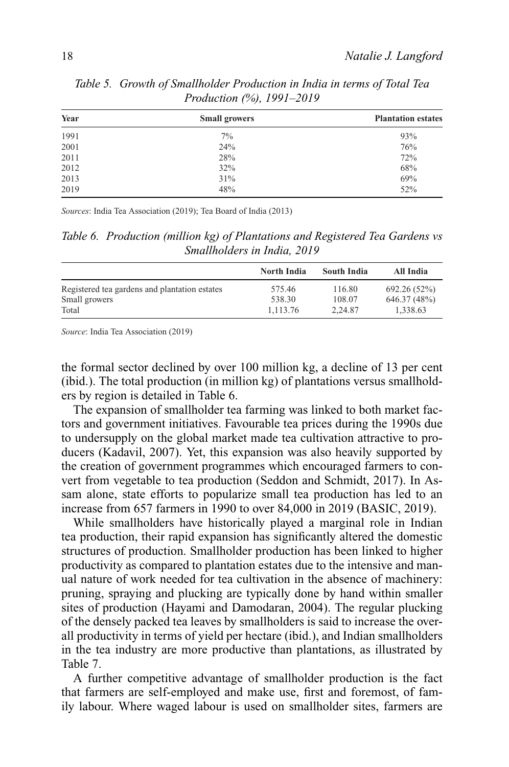*Table 5. Growth of Smallholder Production in India in terms of Total Tea Production (%), 1991–2019*

| Year | Small growers | Plantation estates |
|---|---|---|
| 1991 | 7% | 93% |
| 2001 | 24% | 76% |
| 2011 | 28% | 72% |
| 2012 | 32% | 68% |
| 2013 | 31% | 69% |
| 2019 | 48% | 52% |

*Sources*: India Tea Association (2019); Tea Board of India (2013)

*Table 6. Production (million kg) of Plantations and Registered Tea Gardens vs Smallholders in India, 2019*

| | North India | South India | All India |
|---|---|---|---|
| Registered tea gardens and plantation estates | 575.46 | 116.80 | 692.26 (52%) |
| Small growers | 538.30 | 108.07 | 646.37 (48%) |
| Total | 1,113.76 | 2,24.87 | 1,338.63 |

*Source*: India Tea Association (2019)

the formal sector declined by over 100 million kg, a decline of 13 per cent (ibid.). The total production (in million kg) of plantations versus smallholders by region is detailed in Table 6.

The expansion of smallholder tea farming was linked to both market factors and government initiatives. Favourable tea prices during the 1990s due to undersupply on the global market made tea cultivation attractive to producers (Kadavil, 2007). Yet, this expansion was also heavily supported by the creation of government programmes which encouraged farmers to convert from vegetable to tea production (Seddon and Schmidt, 2017). In Assam alone, state efforts to popularize small tea production has led to an increase from 657 farmers in 1990 to over 84,000 in 2019 (BASIC, 2019).

While smallholders have historically played a marginal role in Indian tea production, their rapid expansion has significantly altered the domestic structures of production. Smallholder production has been linked to higher productivity as compared to plantation estates due to the intensive and manual nature of work needed for tea cultivation in the absence of machinery: pruning, spraying and plucking are typically done by hand within smaller sites of production (Hayami and Damodaran, 2004). The regular plucking of the densely packed tea leaves by smallholders is said to increase the overall productivity in terms of yield per hectare (ibid.), and Indian smallholders in the tea industry are more productive than plantations, as illustrated by Table 7.

A further competitive advantage of smallholder production is the fact that farmers are self-employed and make use, first and foremost, of family labour. Where waged labour is used on smallholder sites, farmers are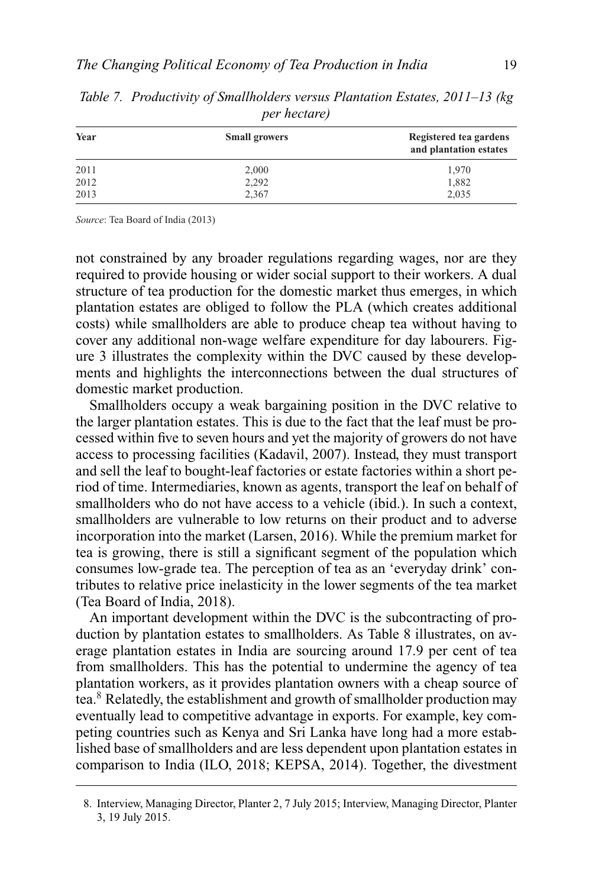*Table 7. Productivity of Smallholders versus Plantation Estates, 2011–13 (kg per hectare)*

| Year | Small growers | Registered tea gardens and plantation estates |
|---|---|---|
| 2011 | 2,000 | 1,970 |
| 2012 | 2,292 | 1,882 |
| 2013 | 2,367 | 2,035 |

*Source*: Tea Board of India (2013)

not constrained by any broader regulations regarding wages, nor are they required to provide housing or wider social support to their workers. A dual structure of tea production for the domestic market thus emerges, in which plantation estates are obliged to follow the PLA (which creates additional costs) while smallholders are able to produce cheap tea without having to cover any additional non-wage welfare expenditure for day labourers. Figure 3 illustrates the complexity within the DVC caused by these developments and highlights the interconnections between the dual structures of domestic market production.

Smallholders occupy a weak bargaining position in the DVC relative to the larger plantation estates. This is due to the fact that the leaf must be processed within five to seven hours and yet the majority of growers do not have access to processing facilities (Kadavil, 2007). Instead, they must transport and sell the leaf to bought-leaf factories or estate factories within a short period of time. Intermediaries, known as agents, transport the leaf on behalf of smallholders who do not have access to a vehicle (ibid.). In such a context, smallholders are vulnerable to low returns on their product and to adverse incorporation into the market (Larsen, 2016). While the premium market for tea is growing, there is still a significant segment of the population which consumes low-grade tea. The perception of tea as an 'everyday drink' contributes to relative price inelasticity in the lower segments of the tea market (Tea Board of India, 2018).

An important development within the DVC is the subcontracting of production by plantation estates to smallholders. As Table 8 illustrates, on average plantation estates in India are sourcing around 17.9 per cent of tea from smallholders. This has the potential to undermine the agency of tea plantation workers, as it provides plantation owners with a cheap source of tea.[8] Relatedly, the establishment and growth of smallholder production may eventually lead to competitive advantage in exports. For example, key competing countries such as Kenya and Sri Lanka have long had a more established base of smallholders and are less dependent upon plantation estates in comparison to India (ILO, 2018; KEPSA, 2014). Together, the divestment

8. Interview, Managing Director, Planter 2, 7 July 2015; Interview, Managing Director, Planter 3, 19 July 2015.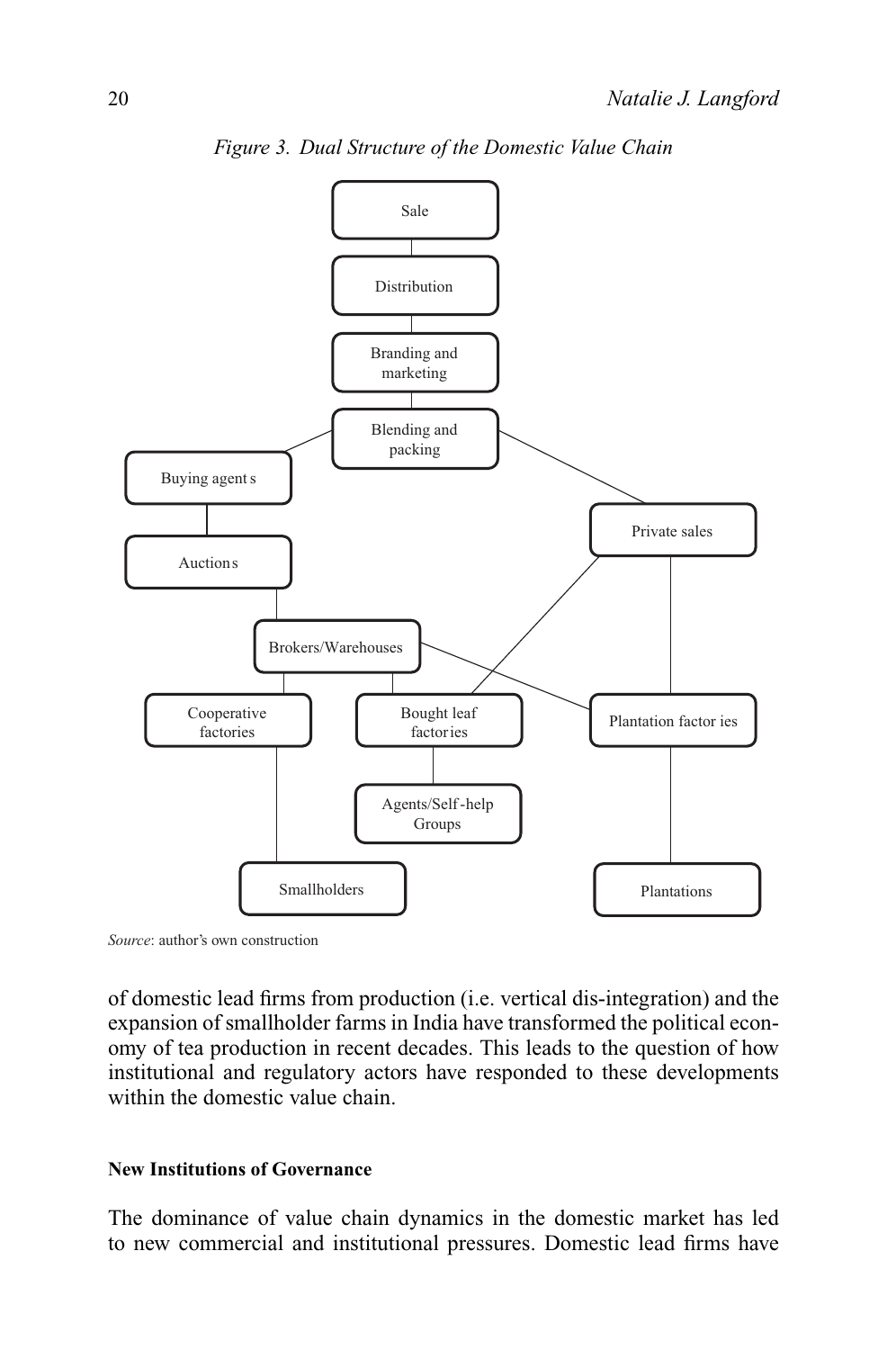*Figure 3. Dual Structure of the Domestic Value Chain*

*Source*: author's own construction

of domestic lead firms from production (i.e. vertical dis-integration) and the expansion of smallholder farms in India have transformed the political economy of tea production in recent decades. This leads to the question of how institutional and regulatory actors have responded to these developments within the domestic value chain.

**New Institutions of Governance**

The dominance of value chain dynamics in the domestic market has led to new commercial and institutional pressures. Domestic lead firms have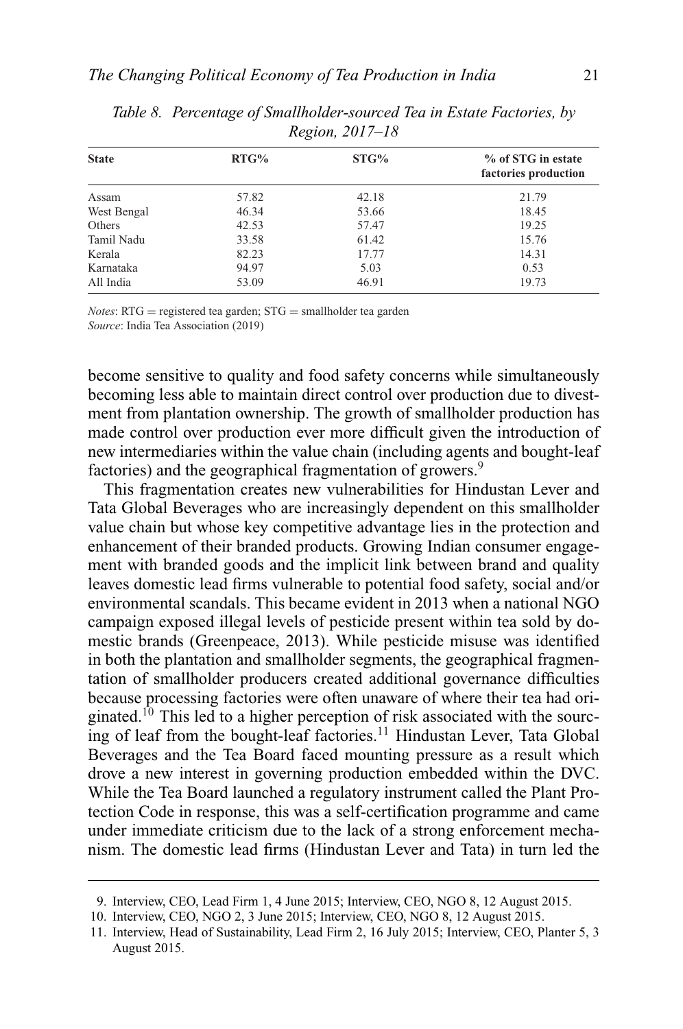*Table 8. Percentage of Smallholder-sourced Tea in Estate Factories, by Region, 2017–18*

| State | RTG% | STG% | % of STG in estate factories production |
|---|---|---|---|
| Assam | 57.82 | 42.18 | 21.79 |
| West Bengal | 46.34 | 53.66 | 18.45 |
| Others | 42.53 | 57.47 | 19.25 |
| Tamil Nadu | 33.58 | 61.42 | 15.76 |
| Kerala | 82.23 | 17.77 | 14.31 |
| Karnataka | 94.97 | 5.03 | 0.53 |
| All India | 53.09 | 46.91 | 19.73 |

*Notes*: RTG = registered tea garden; STG = smallholder tea garden
*Source*: India Tea Association (2019)

become sensitive to quality and food safety concerns while simultaneously becoming less able to maintain direct control over production due to divestment from plantation ownership. The growth of smallholder production has made control over production ever more difficult given the introduction of new intermediaries within the value chain (including agents and bought-leaf factories) and the geographical fragmentation of growers.[9]

This fragmentation creates new vulnerabilities for Hindustan Lever and Tata Global Beverages who are increasingly dependent on this smallholder value chain but whose key competitive advantage lies in the protection and enhancement of their branded products. Growing Indian consumer engagement with branded goods and the implicit link between brand and quality leaves domestic lead firms vulnerable to potential food safety, social and/or environmental scandals. This became evident in 2013 when a national NGO campaign exposed illegal levels of pesticide present within tea sold by domestic brands (Greenpeace, 2013). While pesticide misuse was identified in both the plantation and smallholder segments, the geographical fragmentation of smallholder producers created additional governance difficulties because processing factories were often unaware of where their tea had originated.[10] This led to a higher perception of risk associated with the sourcing of leaf from the bought-leaf factories.[11] Hindustan Lever, Tata Global Beverages and the Tea Board faced mounting pressure as a result which drove a new interest in governing production embedded within the DVC. While the Tea Board launched a regulatory instrument called the Plant Protection Code in response, this was a self-certification programme and came under immediate criticism due to the lack of a strong enforcement mechanism. The domestic lead firms (Hindustan Lever and Tata) in turn led the

9. Interview, CEO, Lead Firm 1, 4 June 2015; Interview, CEO, NGO 8, 12 August 2015.
10. Interview, CEO, NGO 2, 3 June 2015; Interview, CEO, NGO 8, 12 August 2015.
11. Interview, Head of Sustainability, Lead Firm 2, 16 July 2015; Interview, CEO, Planter 5, 3 August 2015.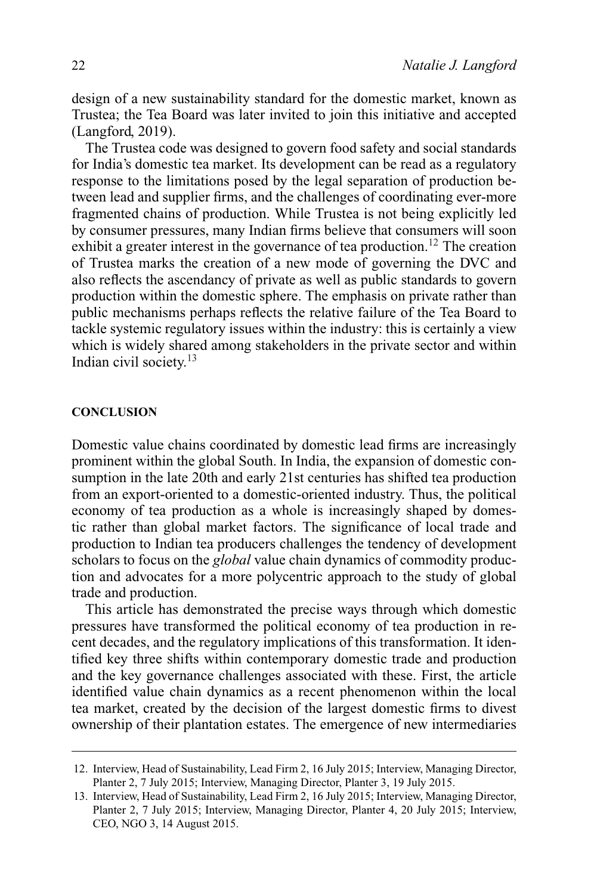design of a new sustainability standard for the domestic market, known as Trustea; the Tea Board was later invited to join this initiative and accepted (Langford, 2019).

The Trustea code was designed to govern food safety and social standards for India's domestic tea market. Its development can be read as a regulatory response to the limitations posed by the legal separation of production between lead and supplier firms, and the challenges of coordinating ever-more fragmented chains of production. While Trustea is not being explicitly led by consumer pressures, many Indian firms believe that consumers will soon exhibit a greater interest in the governance of tea production.[12] The creation of Trustea marks the creation of a new mode of governing the DVC and also reflects the ascendancy of private as well as public standards to govern production within the domestic sphere. The emphasis on private rather than public mechanisms perhaps reflects the relative failure of the Tea Board to tackle systemic regulatory issues within the industry: this is certainly a view which is widely shared among stakeholders in the private sector and within Indian civil society.[13]

## CONCLUSION

Domestic value chains coordinated by domestic lead firms are increasingly prominent within the global South. In India, the expansion of domestic consumption in the late 20th and early 21st centuries has shifted tea production from an export-oriented to a domestic-oriented industry. Thus, the political economy of tea production as a whole is increasingly shaped by domestic rather than global market factors. The significance of local trade and production to Indian tea producers challenges the tendency of development scholars to focus on the *global* value chain dynamics of commodity production and advocates for a more polycentric approach to the study of global trade and production.

This article has demonstrated the precise ways through which domestic pressures have transformed the political economy of tea production in recent decades, and the regulatory implications of this transformation. It identified key three shifts within contemporary domestic trade and production and the key governance challenges associated with these. First, the article identified value chain dynamics as a recent phenomenon within the local tea market, created by the decision of the largest domestic firms to divest ownership of their plantation estates. The emergence of new intermediaries

12. Interview, Head of Sustainability, Lead Firm 2, 16 July 2015; Interview, Managing Director, Planter 2, 7 July 2015; Interview, Managing Director, Planter 3, 19 July 2015.

13. Interview, Head of Sustainability, Lead Firm 2, 16 July 2015; Interview, Managing Director, Planter 2, 7 July 2015; Interview, Managing Director, Planter 4, 20 July 2015; Interview, CEO, NGO 3, 14 August 2015.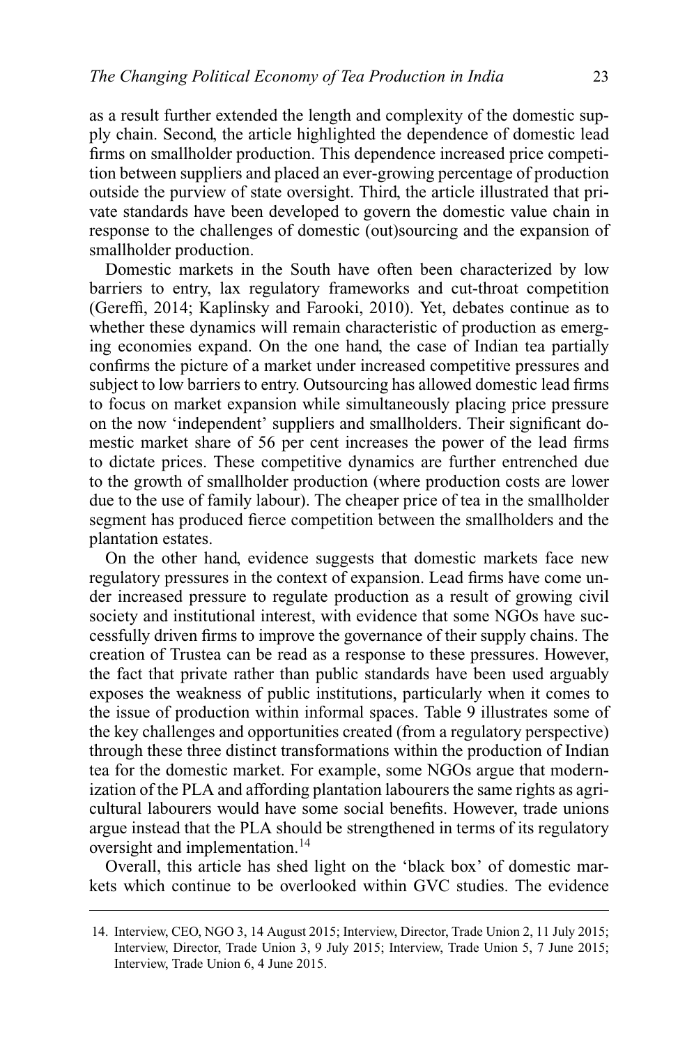as a result further extended the length and complexity of the domestic supply chain. Second, the article highlighted the dependence of domestic lead firms on smallholder production. This dependence increased price competition between suppliers and placed an ever-growing percentage of production outside the purview of state oversight. Third, the article illustrated that private standards have been developed to govern the domestic value chain in response to the challenges of domestic (out)sourcing and the expansion of smallholder production.

Domestic markets in the South have often been characterized by low barriers to entry, lax regulatory frameworks and cut-throat competition (Gereffi, 2014; Kaplinsky and Farooki, 2010). Yet, debates continue as to whether these dynamics will remain characteristic of production as emerging economies expand. On the one hand, the case of Indian tea partially confirms the picture of a market under increased competitive pressures and subject to low barriers to entry. Outsourcing has allowed domestic lead firms to focus on market expansion while simultaneously placing price pressure on the now 'independent' suppliers and smallholders. Their significant domestic market share of 56 per cent increases the power of the lead firms to dictate prices. These competitive dynamics are further entrenched due to the growth of smallholder production (where production costs are lower due to the use of family labour). The cheaper price of tea in the smallholder segment has produced fierce competition between the smallholders and the plantation estates.

On the other hand, evidence suggests that domestic markets face new regulatory pressures in the context of expansion. Lead firms have come under increased pressure to regulate production as a result of growing civil society and institutional interest, with evidence that some NGOs have successfully driven firms to improve the governance of their supply chains. The creation of Trustea can be read as a response to these pressures. However, the fact that private rather than public standards have been used arguably exposes the weakness of public institutions, particularly when it comes to the issue of production within informal spaces. Table 9 illustrates some of the key challenges and opportunities created (from a regulatory perspective) through these three distinct transformations within the production of Indian tea for the domestic market. For example, some NGOs argue that modernization of the PLA and affording plantation labourers the same rights as agricultural labourers would have some social benefits. However, trade unions argue instead that the PLA should be strengthened in terms of its regulatory oversight and implementation.[14]

Overall, this article has shed light on the 'black box' of domestic markets which continue to be overlooked within GVC studies. The evidence

---

14. Interview, CEO, NGO 3, 14 August 2015; Interview, Director, Trade Union 2, 11 July 2015; Interview, Director, Trade Union 3, 9 July 2015; Interview, Trade Union 5, 7 June 2015; Interview, Trade Union 6, 4 June 2015.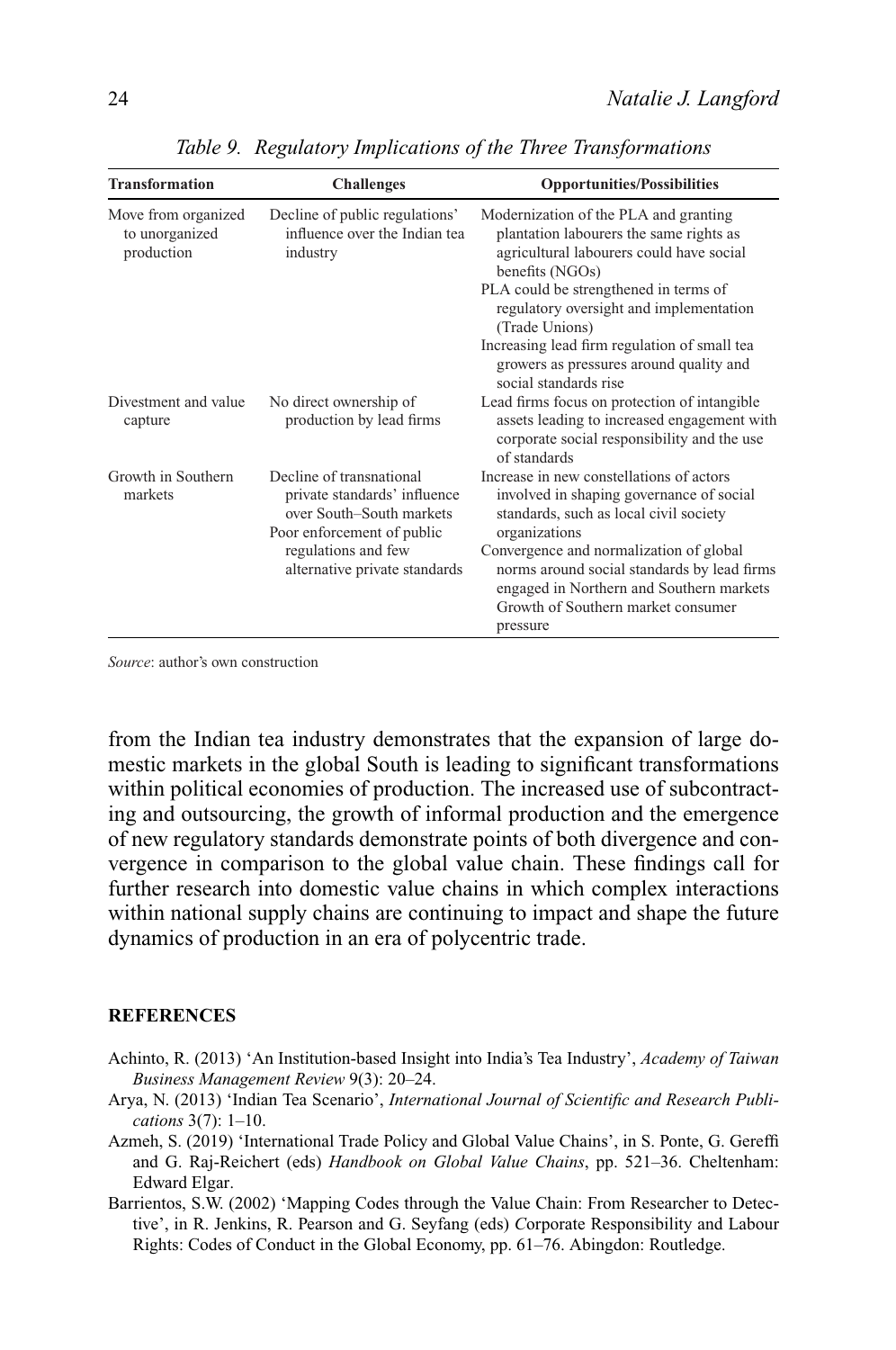*Table 9. Regulatory Implications of the Three Transformations*

| Transformation | Challenges | Opportunities/Possibilities |
|---|---|---|
| Move from organized to unorganized production | Decline of public regulations' influence over the Indian tea industry | Modernization of the PLA and granting plantation labourers the same rights as agricultural labourers could have social benefits (NGOs)<br>PLA could be strengthened in terms of regulatory oversight and implementation (Trade Unions)<br>Increasing lead firm regulation of small tea growers as pressures around quality and social standards rise |
| Divestment and value capture | No direct ownership of production by lead firms | Lead firms focus on protection of intangible assets leading to increased engagement with corporate social responsibility and the use of standards |
| Growth in Southern markets | Decline of transnational private standards' influence over South–South markets<br>Poor enforcement of public regulations and few alternative private standards | Increase in new constellations of actors involved in shaping governance of social standards, such as local civil society organizations<br>Convergence and normalization of global norms around social standards by lead firms engaged in Northern and Southern markets<br>Growth of Southern market consumer pressure |

*Source*: author's own construction

from the Indian tea industry demonstrates that the expansion of large domestic markets in the global South is leading to significant transformations within political economies of production. The increased use of subcontracting and outsourcing, the growth of informal production and the emergence of new regulatory standards demonstrate points of both divergence and convergence in comparison to the global value chain. These findings call for further research into domestic value chains in which complex interactions within national supply chains are continuing to impact and shape the future dynamics of production in an era of polycentric trade.

## REFERENCES

Achinto, R. (2013) 'An Institution-based Insight into India's Tea Industry', *Academy of Taiwan Business Management Review* 9(3): 20–24.

Arya, N. (2013) 'Indian Tea Scenario', *International Journal of Scientific and Research Publications* 3(7): 1–10.

Azmeh, S. (2019) 'International Trade Policy and Global Value Chains', in S. Ponte, G. Gereffi and G. Raj-Reichert (eds) *Handbook on Global Value Chains*, pp. 521–36. Cheltenham: Edward Elgar.

Barrientos, S.W. (2002) 'Mapping Codes through the Value Chain: From Researcher to Detective', in R. Jenkins, R. Pearson and G. Seyfang (eds) *C*orporate Responsibility and Labour Rights: Codes of Conduct in the Global Economy, pp. 61–76. Abingdon: Routledge.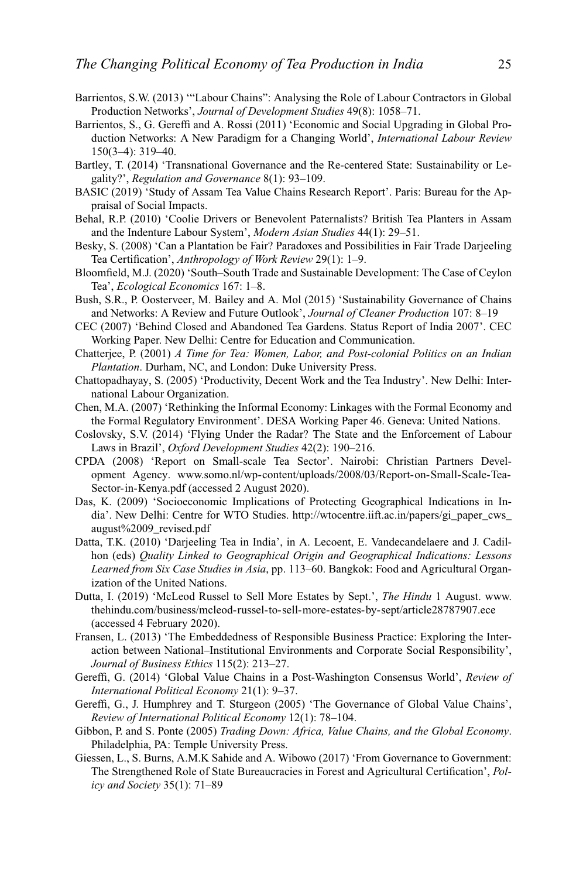Barrientos, S.W. (2013) '"Labour Chains": Analysing the Role of Labour Contractors in Global Production Networks', *Journal of Development Studies* 49(8): 1058–71.

Barrientos, S., G. Gereffi and A. Rossi (2011) 'Economic and Social Upgrading in Global Production Networks: A New Paradigm for a Changing World', *International Labour Review* 150(3–4): 319–40.

Bartley, T. (2014) 'Transnational Governance and the Re-centered State: Sustainability or Legality?', *Regulation and Governance* 8(1): 93–109.

BASIC (2019) 'Study of Assam Tea Value Chains Research Report'. Paris: Bureau for the Appraisal of Social Impacts.

Behal, R.P. (2010) 'Coolie Drivers or Benevolent Paternalists? British Tea Planters in Assam and the Indenture Labour System', *Modern Asian Studies* 44(1): 29–51.

Besky, S. (2008) 'Can a Plantation be Fair? Paradoxes and Possibilities in Fair Trade Darjeeling Tea Certification', *Anthropology of Work Review* 29(1): 1–9.

Bloomfield, M.J. (2020) 'South–South Trade and Sustainable Development: The Case of Ceylon Tea', *Ecological Economics* 167: 1–8.

Bush, S.R., P. Oosterveer, M. Bailey and A. Mol (2015) 'Sustainability Governance of Chains and Networks: A Review and Future Outlook', *Journal of Cleaner Production* 107: 8–19

CEC (2007) 'Behind Closed and Abandoned Tea Gardens. Status Report of India 2007'. CEC Working Paper. New Delhi: Centre for Education and Communication.

Chatterjee, P. (2001) *A Time for Tea: Women, Labor, and Post-colonial Politics on an Indian Plantation*. Durham, NC, and London: Duke University Press.

Chattopadhayay, S. (2005) 'Productivity, Decent Work and the Tea Industry'. New Delhi: International Labour Organization.

Chen, M.A. (2007) 'Rethinking the Informal Economy: Linkages with the Formal Economy and the Formal Regulatory Environment'. DESA Working Paper 46. Geneva: United Nations.

Coslovsky, S.V. (2014) 'Flying Under the Radar? The State and the Enforcement of Labour Laws in Brazil', *Oxford Development Studies* 42(2): 190–216.

CPDA (2008) 'Report on Small-scale Tea Sector'. Nairobi: Christian Partners Development Agency. www.somo.nl/wp-content/uploads/2008/03/Report-on-Small-Scale-Tea-Sector-in-Kenya.pdf (accessed 2 August 2020).

Das, K. (2009) 'Socioeconomic Implications of Protecting Geographical Indications in India'. New Delhi: Centre for WTO Studies. http://wtocentre.iift.ac.in/papers/gi_paper_cws_august%2009_revised.pdf

Datta, T.K. (2010) 'Darjeeling Tea in India', in A. Lecoent, E. Vandecandelaere and J. Cadilhon (eds) *Quality Linked to Geographical Origin and Geographical Indications: Lessons Learned from Six Case Studies in Asia*, pp. 113–60. Bangkok: Food and Agricultural Organization of the United Nations.

Dutta, I. (2019) 'McLeod Russel to Sell More Estates by Sept.', *The Hindu* 1 August. www.thehindu.com/business/mcleod-russel-to-sell-more-estates-by-sept/article28787907.ece (accessed 4 February 2020).

Fransen, L. (2013) 'The Embeddedness of Responsible Business Practice: Exploring the Interaction between National–Institutional Environments and Corporate Social Responsibility', *Journal of Business Ethics* 115(2): 213–27.

Gereffi, G. (2014) 'Global Value Chains in a Post-Washington Consensus World', *Review of International Political Economy* 21(1): 9–37.

Gereffi, G., J. Humphrey and T. Sturgeon (2005) 'The Governance of Global Value Chains', *Review of International Political Economy* 12(1): 78–104.

Gibbon, P. and S. Ponte (2005) *Trading Down: Africa, Value Chains, and the Global Economy*. Philadelphia, PA: Temple University Press.

Giessen, L., S. Burns, A.M.K Sahide and A. Wibowo (2017) 'From Governance to Government: The Strengthened Role of State Bureaucracies in Forest and Agricultural Certification', *Policy and Society* 35(1): 71–89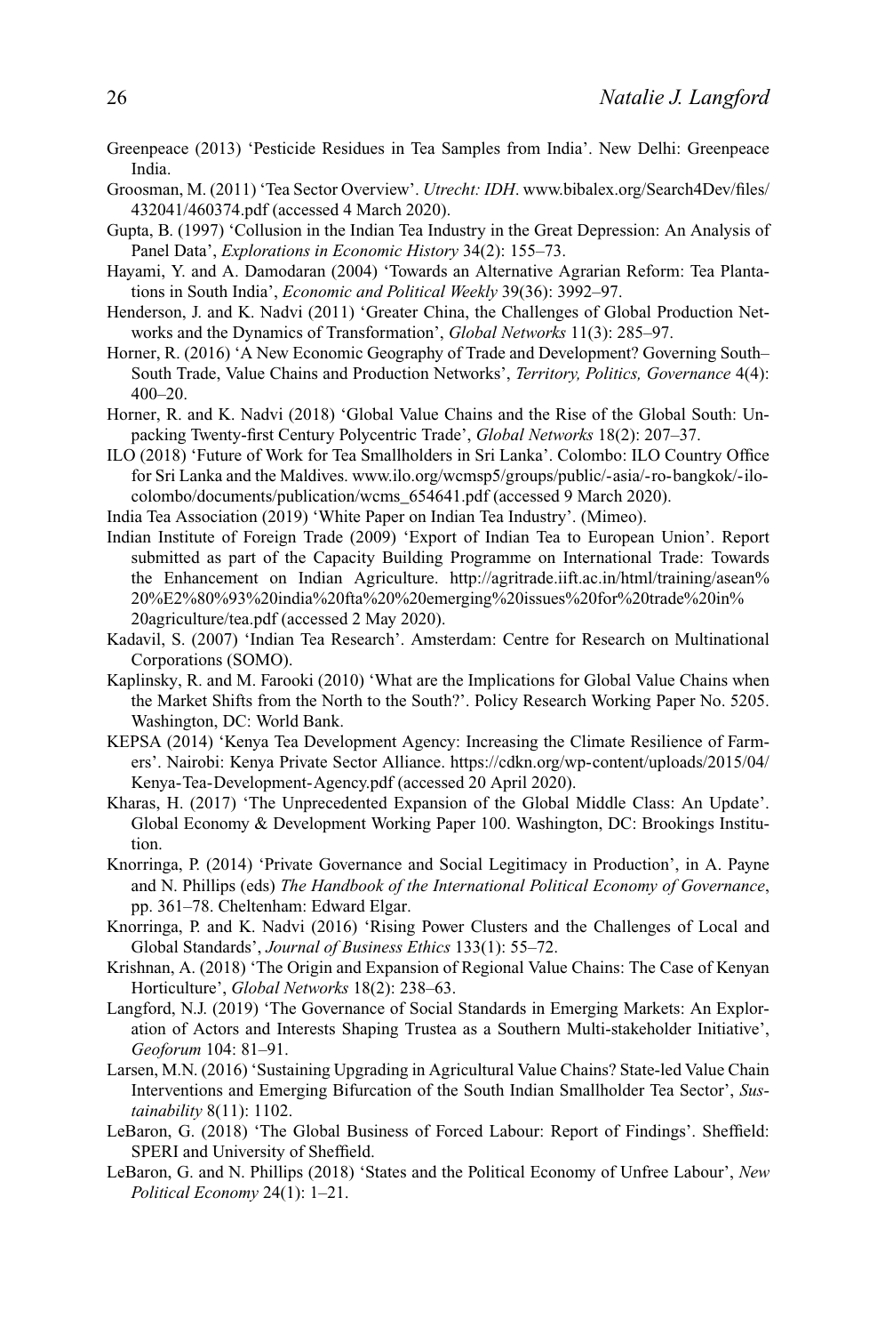Greenpeace (2013) 'Pesticide Residues in Tea Samples from India'. New Delhi: Greenpeace India.

Groosman, M. (2011) 'Tea Sector Overview'. *Utrecht: IDH*. www.bibalex.org/Search4Dev/files/432041/460374.pdf (accessed 4 March 2020).

Gupta, B. (1997) 'Collusion in the Indian Tea Industry in the Great Depression: An Analysis of Panel Data', *Explorations in Economic History* 34(2): 155–73.

Hayami, Y. and A. Damodaran (2004) 'Towards an Alternative Agrarian Reform: Tea Plantations in South India', *Economic and Political Weekly* 39(36): 3992–97.

Henderson, J. and K. Nadvi (2011) 'Greater China, the Challenges of Global Production Networks and the Dynamics of Transformation', *Global Networks* 11(3): 285–97.

Horner, R. (2016) 'A New Economic Geography of Trade and Development? Governing South–South Trade, Value Chains and Production Networks', *Territory, Politics, Governance* 4(4): 400–20.

Horner, R. and K. Nadvi (2018) 'Global Value Chains and the Rise of the Global South: Unpacking Twenty-first Century Polycentric Trade', *Global Networks* 18(2): 207–37.

ILO (2018) 'Future of Work for Tea Smallholders in Sri Lanka'. Colombo: ILO Country Office for Sri Lanka and the Maldives. www.ilo.org/wcmsp5/groups/public/-asia/-ro-bangkok/-ilo-colombo/documents/publication/wcms_654641.pdf (accessed 9 March 2020).

India Tea Association (2019) 'White Paper on Indian Tea Industry'. (Mimeo).

Indian Institute of Foreign Trade (2009) 'Export of Indian Tea to European Union'. Report submitted as part of the Capacity Building Programme on International Trade: Towards the Enhancement on Indian Agriculture. http://agritrade.iift.ac.in/html/training/asean%20%E2%80%93%20india%20fta%20%20emerging%20issues%20for%20trade%20in%20agriculture/tea.pdf (accessed 2 May 2020).

Kadavil, S. (2007) 'Indian Tea Research'. Amsterdam: Centre for Research on Multinational Corporations (SOMO).

Kaplinsky, R. and M. Farooki (2010) 'What are the Implications for Global Value Chains when the Market Shifts from the North to the South?'. Policy Research Working Paper No. 5205. Washington, DC: World Bank.

KEPSA (2014) 'Kenya Tea Development Agency: Increasing the Climate Resilience of Farmers'. Nairobi: Kenya Private Sector Alliance. https://cdkn.org/wp-content/uploads/2015/04/Kenya-Tea-Development-Agency.pdf (accessed 20 April 2020).

Kharas, H. (2017) 'The Unprecedented Expansion of the Global Middle Class: An Update'. Global Economy & Development Working Paper 100. Washington, DC: Brookings Institution.

Knorringa, P. (2014) 'Private Governance and Social Legitimacy in Production', in A. Payne and N. Phillips (eds) *The Handbook of the International Political Economy of Governance*, pp. 361–78. Cheltenham: Edward Elgar.

Knorringa, P. and K. Nadvi (2016) 'Rising Power Clusters and the Challenges of Local and Global Standards', *Journal of Business Ethics* 133(1): 55–72.

Krishnan, A. (2018) 'The Origin and Expansion of Regional Value Chains: The Case of Kenyan Horticulture', *Global Networks* 18(2): 238–63.

Langford, N.J. (2019) 'The Governance of Social Standards in Emerging Markets: An Exploration of Actors and Interests Shaping Trustea as a Southern Multi-stakeholder Initiative', *Geoforum* 104: 81–91.

Larsen, M.N. (2016) 'Sustaining Upgrading in Agricultural Value Chains? State-led Value Chain Interventions and Emerging Bifurcation of the South Indian Smallholder Tea Sector', *Sustainability* 8(11): 1102.

LeBaron, G. (2018) 'The Global Business of Forced Labour: Report of Findings'. Sheffield: SPERI and University of Sheffield.

LeBaron, G. and N. Phillips (2018) 'States and the Political Economy of Unfree Labour', *New Political Economy* 24(1): 1–21.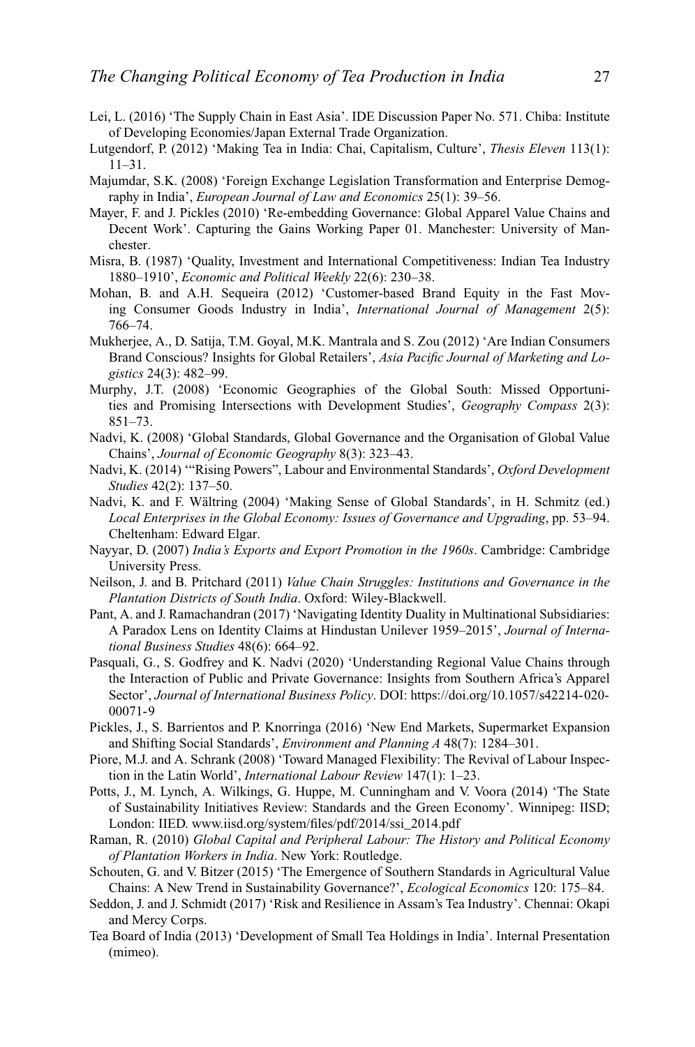Lei, L. (2016) 'The Supply Chain in East Asia'. IDE Discussion Paper No. 571. Chiba: Institute of Developing Economies/Japan External Trade Organization.

Lutgendorf, P. (2012) 'Making Tea in India: Chai, Capitalism, Culture', *Thesis Eleven* 113(1): 11–31.

Majumdar, S.K. (2008) 'Foreign Exchange Legislation Transformation and Enterprise Demography in India', *European Journal of Law and Economics* 25(1): 39–56.

Mayer, F. and J. Pickles (2010) 'Re-embedding Governance: Global Apparel Value Chains and Decent Work'. Capturing the Gains Working Paper 01. Manchester: University of Manchester.

Misra, B. (1987) 'Quality, Investment and International Competitiveness: Indian Tea Industry 1880–1910', *Economic and Political Weekly* 22(6): 230–38.

Mohan, B. and A.H. Sequeira (2012) 'Customer-based Brand Equity in the Fast Moving Consumer Goods Industry in India', *International Journal of Management* 2(5): 766–74.

Mukherjee, A., D. Satija, T.M. Goyal, M.K. Mantrala and S. Zou (2012) 'Are Indian Consumers Brand Conscious? Insights for Global Retailers', *Asia Pacific Journal of Marketing and Logistics* 24(3): 482–99.

Murphy, J.T. (2008) 'Economic Geographies of the Global South: Missed Opportunities and Promising Intersections with Development Studies', *Geography Compass* 2(3): 851–73.

Nadvi, K. (2008) 'Global Standards, Global Governance and the Organisation of Global Value Chains', *Journal of Economic Geography* 8(3): 323–43.

Nadvi, K. (2014) '"Rising Powers", Labour and Environmental Standards', *Oxford Development Studies* 42(2): 137–50.

Nadvi, K. and F. Wältring (2004) 'Making Sense of Global Standards', in H. Schmitz (ed.) *Local Enterprises in the Global Economy: Issues of Governance and Upgrading*, pp. 53–94. Cheltenham: Edward Elgar.

Nayyar, D. (2007) *India's Exports and Export Promotion in the 1960s*. Cambridge: Cambridge University Press.

Neilson, J. and B. Pritchard (2011) *Value Chain Struggles: Institutions and Governance in the Plantation Districts of South India*. Oxford: Wiley-Blackwell.

Pant, A. and J. Ramachandran (2017) 'Navigating Identity Duality in Multinational Subsidiaries: A Paradox Lens on Identity Claims at Hindustan Unilever 1959–2015', *Journal of International Business Studies* 48(6): 664–92.

Pasquali, G., S. Godfrey and K. Nadvi (2020) 'Understanding Regional Value Chains through the Interaction of Public and Private Governance: Insights from Southern Africa's Apparel Sector', *Journal of International Business Policy*. DOI: https://doi.org/10.1057/s42214-020-00071-9

Pickles, J., S. Barrientos and P. Knorringa (2016) 'New End Markets, Supermarket Expansion and Shifting Social Standards', *Environment and Planning A* 48(7): 1284–301.

Piore, M.J. and A. Schrank (2008) 'Toward Managed Flexibility: The Revival of Labour Inspection in the Latin World', *International Labour Review* 147(1): 1–23.

Potts, J., M. Lynch, A. Wilkings, G. Huppe, M. Cunningham and V. Voora (2014) 'The State of Sustainability Initiatives Review: Standards and the Green Economy'. Winnipeg: IISD; London: IIED. www.iisd.org/system/files/pdf/2014/ssi_2014.pdf

Raman, R. (2010) *Global Capital and Peripheral Labour: The History and Political Economy of Plantation Workers in India*. New York: Routledge.

Schouten, G. and V. Bitzer (2015) 'The Emergence of Southern Standards in Agricultural Value Chains: A New Trend in Sustainability Governance?', *Ecological Economics* 120: 175–84.

Seddon, J. and J. Schmidt (2017) 'Risk and Resilience in Assam's Tea Industry'. Chennai: Okapi and Mercy Corps.

Tea Board of India (2013) 'Development of Small Tea Holdings in India'. Internal Presentation (mimeo).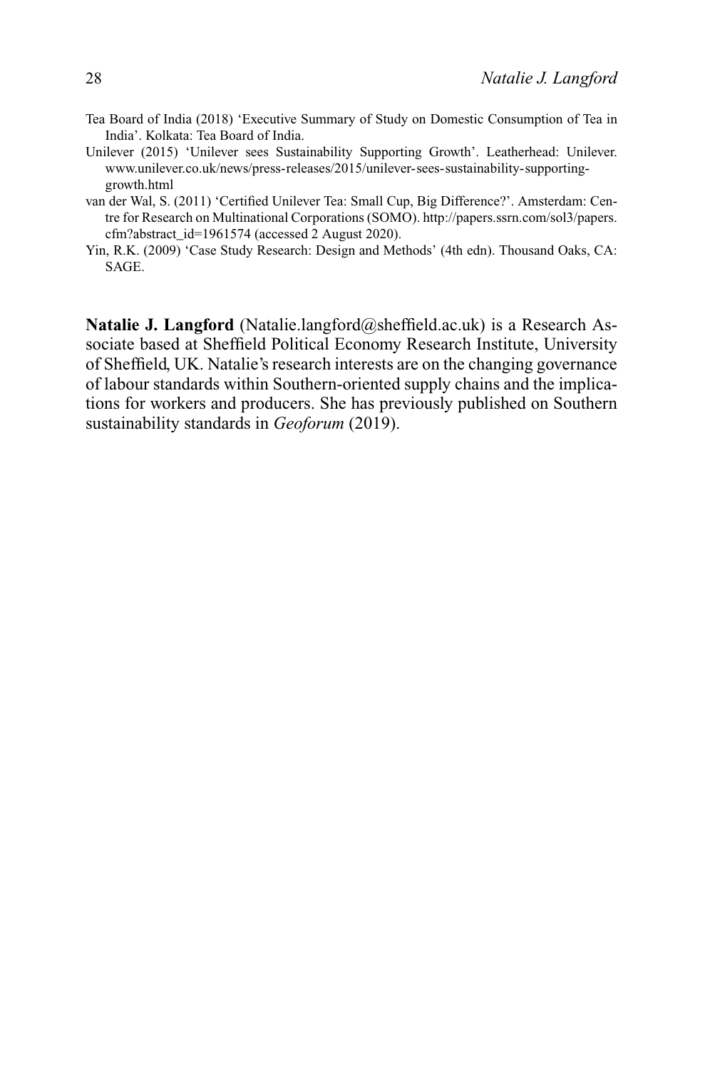Tea Board of India (2018) 'Executive Summary of Study on Domestic Consumption of Tea in India'. Kolkata: Tea Board of India.

Unilever (2015) 'Unilever sees Sustainability Supporting Growth'. Leatherhead: Unilever. www.unilever.co.uk/news/press-releases/2015/unilever-sees-sustainability-supporting-growth.html

van der Wal, S. (2011) 'Certified Unilever Tea: Small Cup, Big Difference?'. Amsterdam: Centre for Research on Multinational Corporations (SOMO). http://papers.ssrn.com/sol3/papers.cfm?abstract_id=1961574 (accessed 2 August 2020).

Yin, R.K. (2009) 'Case Study Research: Design and Methods' (4th edn). Thousand Oaks, CA: SAGE.

**Natalie J. Langford** (Natalie.langford@sheffield.ac.uk) is a Research Associate based at Sheffield Political Economy Research Institute, University of Sheffield, UK. Natalie's research interests are on the changing governance of labour standards within Southern-oriented supply chains and the implications for workers and producers. She has previously published on Southern sustainability standards in *Geoforum* (2019).